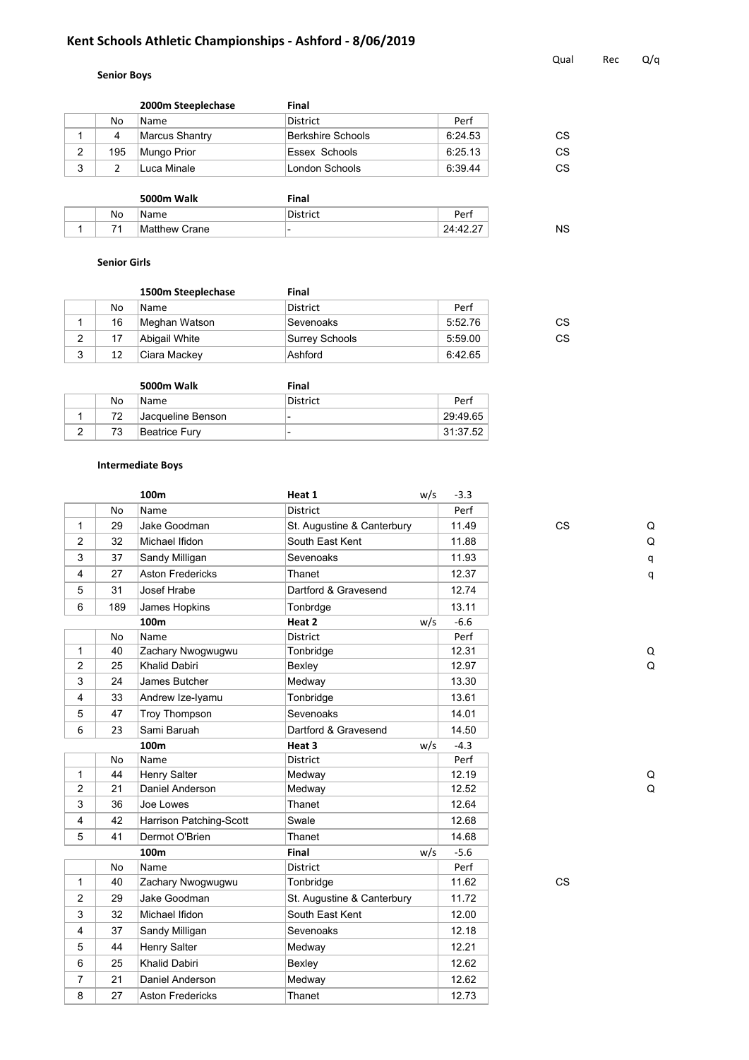# Kent Schools Athletic Championships - Ashford - 8/06/2019

## Senior Boys

**2000m Steeplechase** — Final

| | No | Name | District | Perf | Qual | Rec | Q/q |
|---|---|---|---|---|---|---|---|
| 1 | 4 | Marcus Shantry | Berkshire Schools | 6:24.53 | CS | | |
| 2 | 195 | Mungo Prior | Essex Schools | 6:25.13 | CS | | |
| 3 | 2 | Luca Minale | London Schools | 6:39.44 | CS | | |

**5000m Walk** — Final

| | No | Name | District | Perf | Qual | Rec | Q/q |
|---|---|---|---|---|---|---|---|
| 1 | 71 | Matthew Crane | - | 24:42.27 | NS | | |

## Senior Girls

**1500m Steeplechase** — Final

| | No | Name | District | Perf | Qual | Rec | Q/q |
|---|---|---|---|---|---|---|---|
| 1 | 16 | Meghan Watson | Sevenoaks | 5:52.76 | CS | | |
| 2 | 17 | Abigail White | Surrey Schools | 5:59.00 | CS | | |
| 3 | 12 | Ciara Mackey | Ashford | 6:42.65 | | | |

**5000m Walk** — Final

| | No | Name | District | Perf | Qual | Rec | Q/q |
|---|---|---|---|---|---|---|---|
| 1 | 72 | Jacqueline Benson | - | 29:49.65 | | | |
| 2 | 73 | Beatrice Fury | - | 31:37.52 | | | |

## Intermediate Boys

**100m** — Heat 1 — w/s -3.3

| | No | Name | District | Perf | Qual | Rec | Q/q |
|---|---|---|---|---|---|---|---|
| 1 | 29 | Jake Goodman | St. Augustine & Canterbury | 11.49 | CS | | Q |
| 2 | 32 | Michael Ifidon | South East Kent | 11.88 | | | Q |
| 3 | 37 | Sandy Milligan | Sevenoaks | 11.93 | | | q |
| 4 | 27 | Aston Fredericks | Thanet | 12.37 | | | q |
| 5 | 31 | Josef Hrabe | Dartford & Gravesend | 12.74 | | | |
| 6 | 189 | James Hopkins | Tonbrdge | 13.11 | | | |

**100m** — Heat 2 — w/s -6.6

| | No | Name | District | Perf | Qual | Rec | Q/q |
|---|---|---|---|---|---|---|---|
| 1 | 40 | Zachary Nwogwugwu | Tonbridge | 12.31 | | | Q |
| 2 | 25 | Khalid Dabiri | Bexley | 12.97 | | | Q |
| 3 | 24 | James Butcher | Medway | 13.30 | | | |
| 4 | 33 | Andrew Ize-Iyamu | Tonbridge | 13.61 | | | |
| 5 | 47 | Troy Thompson | Sevenoaks | 14.01 | | | |
| 6 | 23 | Sami Baruah | Dartford & Gravesend | 14.50 | | | |

**100m** — Heat 3 — w/s -4.3

| | No | Name | District | Perf | Qual | Rec | Q/q |
|---|---|---|---|---|---|---|---|
| 1 | 44 | Henry Salter | Medway | 12.19 | | | Q |
| 2 | 21 | Daniel Anderson | Medway | 12.52 | | | Q |
| 3 | 36 | Joe Lowes | Thanet | 12.64 | | | |
| 4 | 42 | Harrison Patching-Scott | Swale | 12.68 | | | |
| 5 | 41 | Dermot O'Brien | Thanet | 14.68 | | | |

**100m** — Final — w/s -5.6

| | No | Name | District | Perf | Qual | Rec | Q/q |
|---|---|---|---|---|---|---|---|
| 1 | 40 | Zachary Nwogwugwu | Tonbridge | 11.62 | CS | | |
| 2 | 29 | Jake Goodman | St. Augustine & Canterbury | 11.72 | | | |
| 3 | 32 | Michael Ifidon | South East Kent | 12.00 | | | |
| 4 | 37 | Sandy Milligan | Sevenoaks | 12.18 | | | |
| 5 | 44 | Henry Salter | Medway | 12.21 | | | |
| 6 | 25 | Khalid Dabiri | Bexley | 12.62 | | | |
| 7 | 21 | Daniel Anderson | Medway | 12.62 | | | |
| 8 | 27 | Aston Fredericks | Thanet | 12.73 | | | |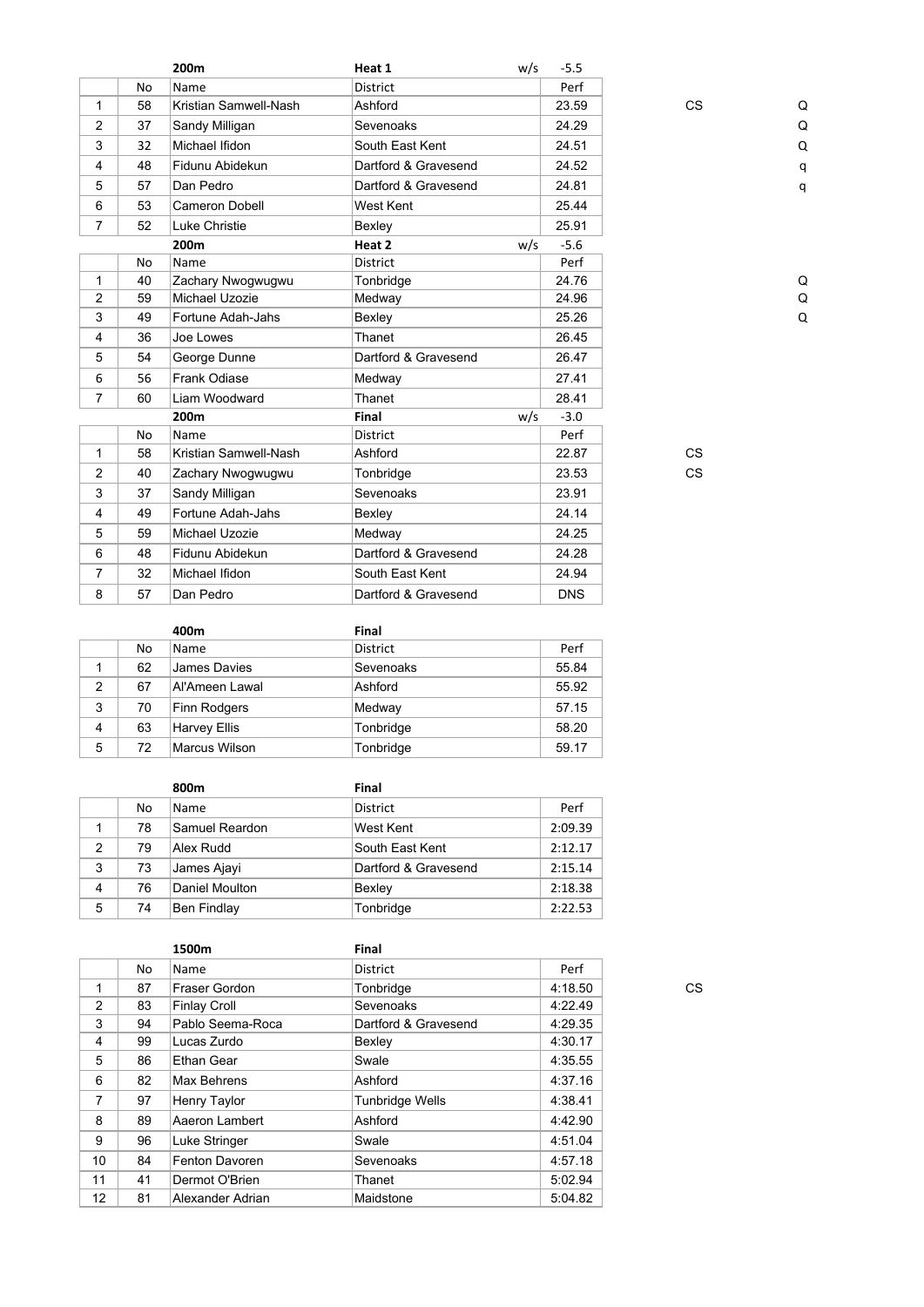| | No | Name | District | Perf | | |
|---|---|---|---|---|---|---|
| | | **200m** | **Heat 1** w/s | -5.5 | | |
| 1 | 58 | Kristian Samwell-Nash | Ashford | 23.59 | CS | Q |
| 2 | 37 | Sandy Milligan | Sevenoaks | 24.29 | | Q |
| 3 | 32 | Michael Ifidon | South East Kent | 24.51 | | Q |
| 4 | 48 | Fidunu Abidekun | Dartford & Gravesend | 24.52 | | q |
| 5 | 57 | Dan Pedro | Dartford & Gravesend | 24.81 | | q |
| 6 | 53 | Cameron Dobell | West Kent | 25.44 | | |
| 7 | 52 | Luke Christie | Bexley | 25.91 | | |

| | No | Name | District | Perf | | |
|---|---|---|---|---|---|---|
| | | **200m** | **Heat 2** w/s | -5.6 | | |
| 1 | 40 | Zachary Nwogwugwu | Tonbridge | 24.76 | | Q |
| 2 | 59 | Michael Uzozie | Medway | 24.96 | | Q |
| 3 | 49 | Fortune Adah-Jahs | Bexley | 25.26 | | Q |
| 4 | 36 | Joe Lowes | Thanet | 26.45 | | |
| 5 | 54 | George Dunne | Dartford & Gravesend | 26.47 | | |
| 6 | 56 | Frank Odiase | Medway | 27.41 | | |
| 7 | 60 | Liam Woodward | Thanet | 28.41 | | |

| | No | Name | District | Perf | |
|---|---|---|---|---|---|
| | | **200m** | **Final** w/s | -3.0 | |
| 1 | 58 | Kristian Samwell-Nash | Ashford | 22.87 | CS |
| 2 | 40 | Zachary Nwogwugwu | Tonbridge | 23.53 | CS |
| 3 | 37 | Sandy Milligan | Sevenoaks | 23.91 | |
| 4 | 49 | Fortune Adah-Jahs | Bexley | 24.14 | |
| 5 | 59 | Michael Uzozie | Medway | 24.25 | |
| 6 | 48 | Fidunu Abidekun | Dartford & Gravesend | 24.28 | |
| 7 | 32 | Michael Ifidon | South East Kent | 24.94 | |
| 8 | 57 | Dan Pedro | Dartford & Gravesend | DNS | |

**400m** **Final**

| | No | Name | District | Perf |
|---|---|---|---|---|
| 1 | 62 | James Davies | Sevenoaks | 55.84 |
| 2 | 67 | Al'Ameen Lawal | Ashford | 55.92 |
| 3 | 70 | Finn Rodgers | Medway | 57.15 |
| 4 | 63 | Harvey Ellis | Tonbridge | 58.20 |
| 5 | 72 | Marcus Wilson | Tonbridge | 59.17 |

**800m** **Final**

| | No | Name | District | Perf |
|---|---|---|---|---|
| 1 | 78 | Samuel Reardon | West Kent | 2:09.39 |
| 2 | 79 | Alex Rudd | South East Kent | 2:12.17 |
| 3 | 73 | James Ajayi | Dartford & Gravesend | 2:15.14 |
| 4 | 76 | Daniel Moulton | Bexley | 2:18.38 |
| 5 | 74 | Ben Findlay | Tonbridge | 2:22.53 |

**1500m** **Final**

| | No | Name | District | Perf | |
|---|---|---|---|---|---|
| 1 | 87 | Fraser Gordon | Tonbridge | 4:18.50 | CS |
| 2 | 83 | Finlay Croll | Sevenoaks | 4:22.49 | |
| 3 | 94 | Pablo Seema-Roca | Dartford & Gravesend | 4:29.35 | |
| 4 | 99 | Lucas Zurdo | Bexley | 4:30.17 | |
| 5 | 86 | Ethan Gear | Swale | 4:35.55 | |
| 6 | 82 | Max Behrens | Ashford | 4:37.16 | |
| 7 | 97 | Henry Taylor | Tunbridge Wells | 4:38.41 | |
| 8 | 89 | Aaeron Lambert | Ashford | 4:42.90 | |
| 9 | 96 | Luke Stringer | Swale | 4:51.04 | |
| 10 | 84 | Fenton Davoren | Sevenoaks | 4:57.18 | |
| 11 | 41 | Dermot O'Brien | Thanet | 5:02.94 | |
| 12 | 81 | Alexander Adrian | Maidstone | 5:04.82 | |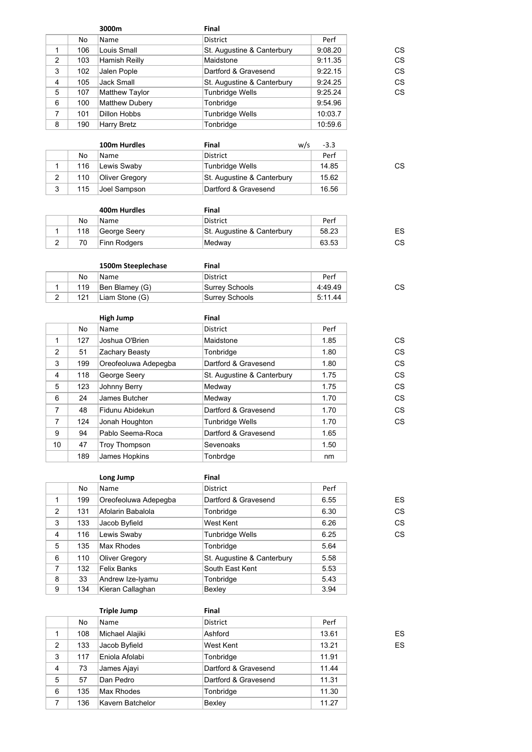### 3000m — Final

| | No | Name | District | Perf | |
|---|---|---|---|---|---|
| 1 | 106 | Louis Small | St. Augustine & Canterbury | 9:08.20 | CS |
| 2 | 103 | Hamish Reilly | Maidstone | 9:11.35 | CS |
| 3 | 102 | Jalen Pople | Dartford & Gravesend | 9:22.15 | CS |
| 4 | 105 | Jack Small | St. Augustine & Canterbury | 9:24.25 | CS |
| 5 | 107 | Matthew Taylor | Tunbridge Wells | 9:25.24 | CS |
| 6 | 100 | Matthew Dubery | Tonbridge | 9:54.96 | |
| 7 | 101 | Dillon Hobbs | Tunbridge Wells | 10:03.7 | |
| 8 | 190 | Harry Bretz | Tonbridge | 10:59.6 | |

### 100m Hurdles — Final — w/s -3.3

| | No | Name | District | Perf | |
|---|---|---|---|---|---|
| 1 | 116 | Lewis Swaby | Tunbridge Wells | 14.85 | CS |
| 2 | 110 | Oliver Gregory | St. Augustine & Canterbury | 15.62 | |
| 3 | 115 | Joel Sampson | Dartford & Gravesend | 16.56 | |

### 400m Hurdles — Final

| | No | Name | District | Perf | |
|---|---|---|---|---|---|
| 1 | 118 | George Seery | St. Augustine & Canterbury | 58.23 | ES |
| 2 | 70 | Finn Rodgers | Medway | 63.53 | CS |

### 1500m Steeplechase — Final

| | No | Name | District | Perf | |
|---|---|---|---|---|---|
| 1 | 119 | Ben Blamey (G) | Surrey Schools | 4:49.49 | CS |
| 2 | 121 | Liam Stone (G) | Surrey Schools | 5:11.44 | |

### High Jump — Final

| | No | Name | District | Perf | |
|---|---|---|---|---|---|
| 1 | 127 | Joshua O'Brien | Maidstone | 1.85 | CS |
| 2 | 51 | Zachary Beasty | Tonbridge | 1.80 | CS |
| 3 | 199 | Oreofeoluwa Adepegba | Dartford & Gravesend | 1.80 | CS |
| 4 | 118 | George Seery | St. Augustine & Canterbury | 1.75 | CS |
| 5 | 123 | Johnny Berry | Medway | 1.75 | CS |
| 6 | 24 | James Butcher | Medway | 1.70 | CS |
| 7 | 48 | Fidunu Abidekun | Dartford & Gravesend | 1.70 | CS |
| 7 | 124 | Jonah Houghton | Tunbridge Wells | 1.70 | CS |
| 9 | 94 | Pablo Seema-Roca | Dartford & Gravesend | 1.65 | |
| 10 | 47 | Troy Thompson | Sevenoaks | 1.50 | |
| | 189 | James Hopkins | Tonbrdge | nm | |

### Long Jump — Final

| | No | Name | District | Perf | |
|---|---|---|---|---|---|
| 1 | 199 | Oreofeoluwa Adepegba | Dartford & Gravesend | 6.55 | ES |
| 2 | 131 | Afolarin Babalola | Tonbridge | 6.30 | CS |
| 3 | 133 | Jacob Byfield | West Kent | 6.26 | CS |
| 4 | 116 | Lewis Swaby | Tunbridge Wells | 6.25 | CS |
| 5 | 135 | Max Rhodes | Tonbridge | 5.64 | |
| 6 | 110 | Oliver Gregory | St. Augustine & Canterbury | 5.58 | |
| 7 | 132 | Felix Banks | South East Kent | 5.53 | |
| 8 | 33 | Andrew Ize-Iyamu | Tonbridge | 5.43 | |
| 9 | 134 | Kieran Callaghan | Bexley | 3.94 | |

### Triple Jump — Final

| | No | Name | District | Perf | |
|---|---|---|---|---|---|
| 1 | 108 | Michael Alajiki | Ashford | 13.61 | ES |
| 2 | 133 | Jacob Byfield | West Kent | 13.21 | ES |
| 3 | 117 | Eniola Afolabi | Tonbridge | 11.91 | |
| 4 | 73 | James Ajayi | Dartford & Gravesend | 11.44 | |
| 5 | 57 | Dan Pedro | Dartford & Gravesend | 11.31 | |
| 6 | 135 | Max Rhodes | Tonbridge | 11.30 | |
| 7 | 136 | Kavern Batchelor | Bexley | 11.27 | |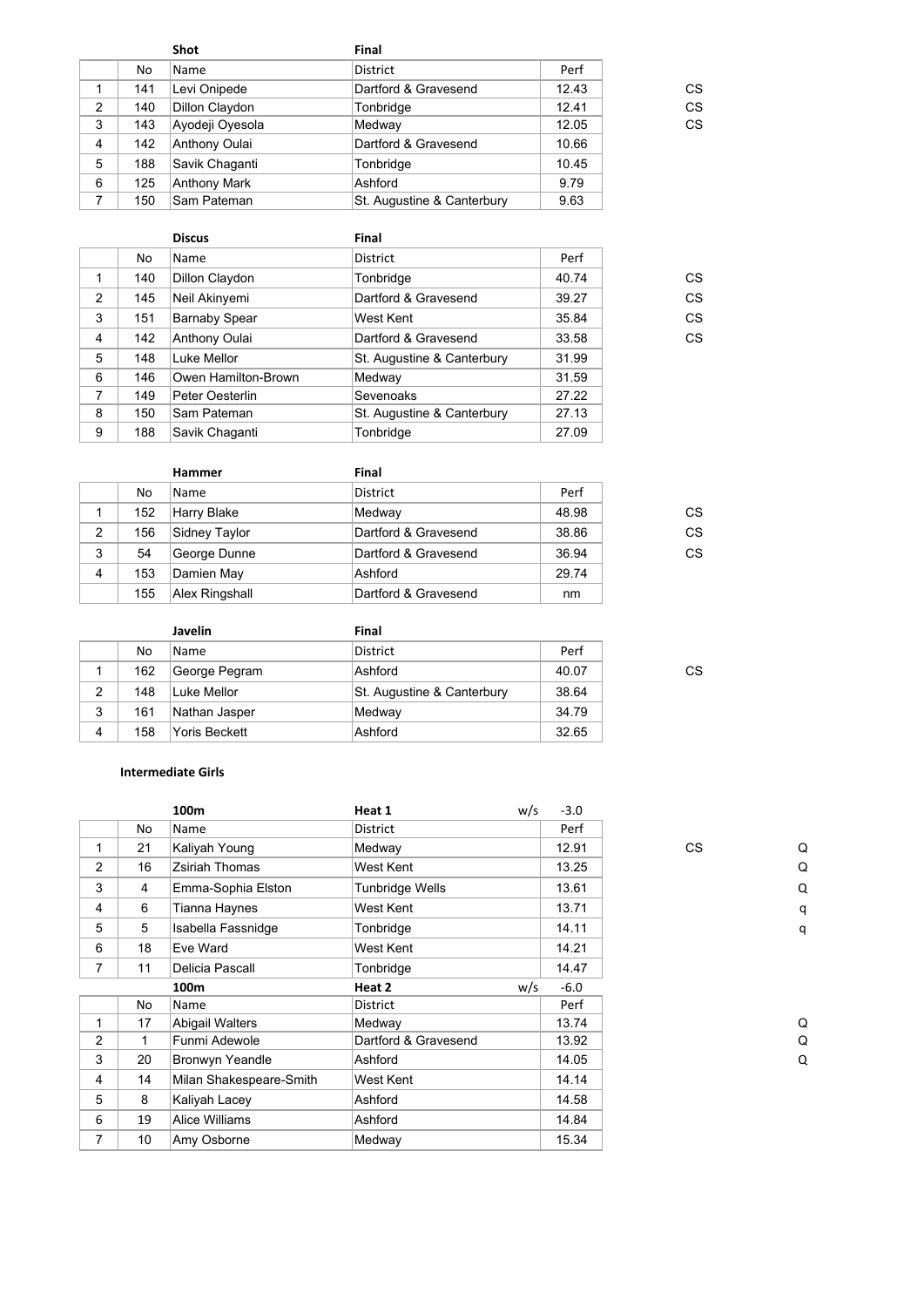| | **Shot** | | **Final** | | |
|---|---|---|---|---|---|
| | No | Name | District | Perf | |
| 1 | 141 | Levi Onipede | Dartford & Gravesend | 12.43 | CS |
| 2 | 140 | Dillon Claydon | Tonbridge | 12.41 | CS |
| 3 | 143 | Ayodeji Oyesola | Medway | 12.05 | CS |
| 4 | 142 | Anthony Oulai | Dartford & Gravesend | 10.66 | |
| 5 | 188 | Savik Chaganti | Tonbridge | 10.45 | |
| 6 | 125 | Anthony Mark | Ashford | 9.79 | |
| 7 | 150 | Sam Pateman | St. Augustine & Canterbury | 9.63 | |

| | **Discus** | | **Final** | | |
|---|---|---|---|---|---|
| | No | Name | District | Perf | |
| 1 | 140 | Dillon Claydon | Tonbridge | 40.74 | CS |
| 2 | 145 | Neil Akinyemi | Dartford & Gravesend | 39.27 | CS |
| 3 | 151 | Barnaby Spear | West Kent | 35.84 | CS |
| 4 | 142 | Anthony Oulai | Dartford & Gravesend | 33.58 | CS |
| 5 | 148 | Luke Mellor | St. Augustine & Canterbury | 31.99 | |
| 6 | 146 | Owen Hamilton-Brown | Medway | 31.59 | |
| 7 | 149 | Peter Oesterlin | Sevenoaks | 27.22 | |
| 8 | 150 | Sam Pateman | St. Augustine & Canterbury | 27.13 | |
| 9 | 188 | Savik Chaganti | Tonbridge | 27.09 | |

| | **Hammer** | | **Final** | | |
|---|---|---|---|---|---|
| | No | Name | District | Perf | |
| 1 | 152 | Harry Blake | Medway | 48.98 | CS |
| 2 | 156 | Sidney Taylor | Dartford & Gravesend | 38.86 | CS |
| 3 | 54 | George Dunne | Dartford & Gravesend | 36.94 | CS |
| 4 | 153 | Damien May | Ashford | 29.74 | |
| | 155 | Alex Ringshall | Dartford & Gravesend | nm | |

| | **Javelin** | | **Final** | | |
|---|---|---|---|---|---|
| | No | Name | District | Perf | |
| 1 | 162 | George Pegram | Ashford | 40.07 | CS |
| 2 | 148 | Luke Mellor | St. Augustine & Canterbury | 38.64 | |
| 3 | 161 | Nathan Jasper | Medway | 34.79 | |
| 4 | 158 | Yoris Beckett | Ashford | 32.65 | |

**Intermediate Girls**

| | **100m** | | **Heat 1** w/s | -3.0 | | |
|---|---|---|---|---|---|---|
| | No | Name | District | Perf | | |
| 1 | 21 | Kaliyah Young | Medway | 12.91 | CS | Q |
| 2 | 16 | Zsiriah Thomas | West Kent | 13.25 | | Q |
| 3 | 4 | Emma-Sophia Elston | Tunbridge Wells | 13.61 | | Q |
| 4 | 6 | Tianna Haynes | West Kent | 13.71 | | q |
| 5 | 5 | Isabella Fassnidge | Tonbridge | 14.11 | | q |
| 6 | 18 | Eve Ward | West Kent | 14.21 | | |
| 7 | 11 | Delicia Pascall | Tonbridge | 14.47 | | |
| | **100m** | | **Heat 2** w/s | -6.0 | | |
| | No | Name | District | Perf | | |
| 1 | 17 | Abigail Walters | Medway | 13.74 | | Q |
| 2 | 1 | Funmi Adewole | Dartford & Gravesend | 13.92 | | Q |
| 3 | 20 | Bronwyn Yeandle | Ashford | 14.05 | | Q |
| 4 | 14 | Milan Shakespeare-Smith | West Kent | 14.14 | | |
| 5 | 8 | Kaliyah Lacey | Ashford | 14.58 | | |
| 6 | 19 | Alice Williams | Ashford | 14.84 | | |
| 7 | 10 | Amy Osborne | Medway | 15.34 | | |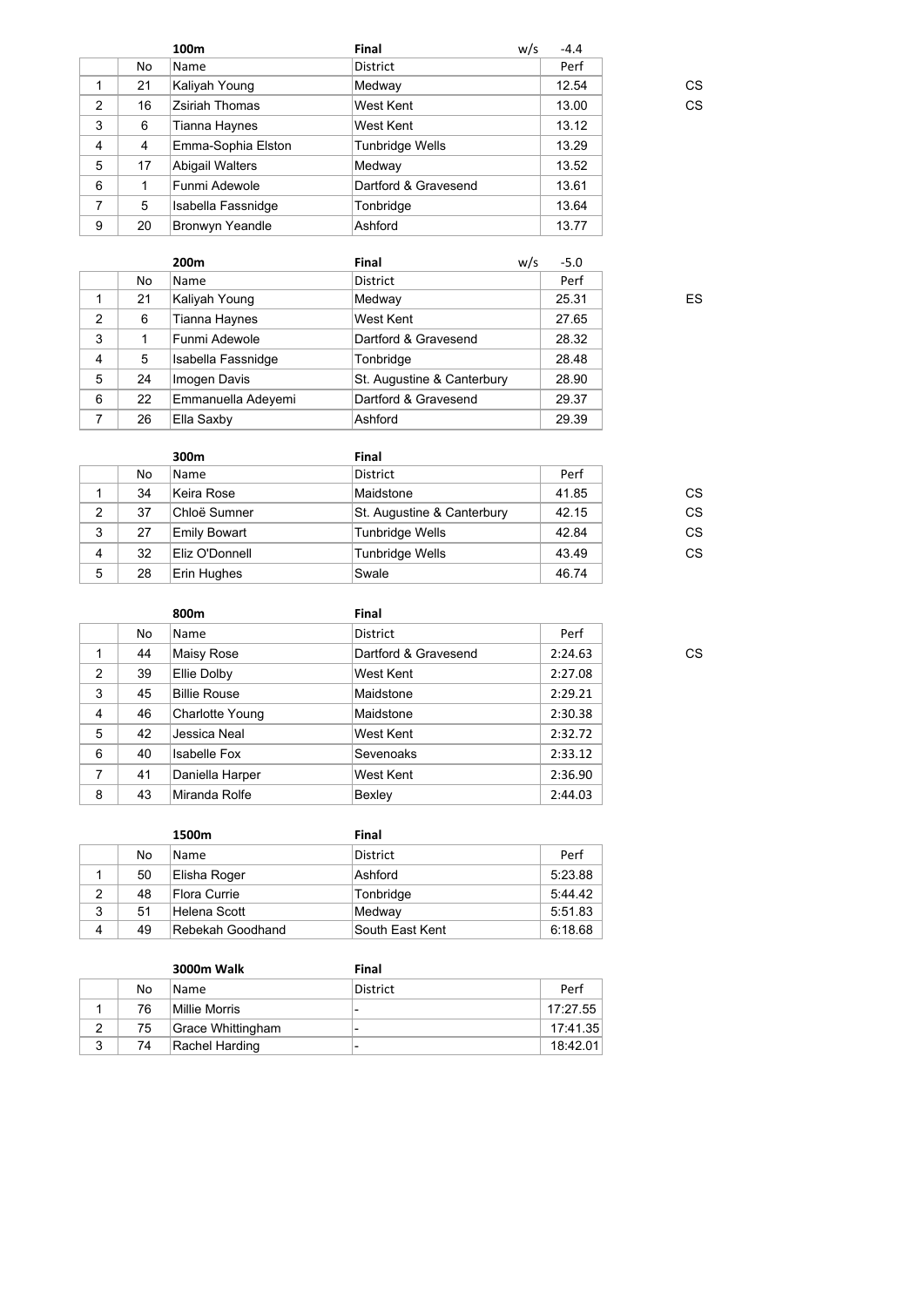| | 100m | | Final | w/s -4.4 | |
|---|---|---|---|---|---|
| | No | Name | District | Perf | |
| 1 | 21 | Kaliyah Young | Medway | 12.54 | CS |
| 2 | 16 | Zsiriah Thomas | West Kent | 13.00 | CS |
| 3 | 6 | Tianna Haynes | West Kent | 13.12 | |
| 4 | 4 | Emma-Sophia Elston | Tunbridge Wells | 13.29 | |
| 5 | 17 | Abigail Walters | Medway | 13.52 | |
| 6 | 1 | Funmi Adewole | Dartford & Gravesend | 13.61 | |
| 7 | 5 | Isabella Fassnidge | Tonbridge | 13.64 | |
| 9 | 20 | Bronwyn Yeandle | Ashford | 13.77 | |

| | 200m | | Final | w/s -5.0 | |
|---|---|---|---|---|---|
| | No | Name | District | Perf | |
| 1 | 21 | Kaliyah Young | Medway | 25.31 | ES |
| 2 | 6 | Tianna Haynes | West Kent | 27.65 | |
| 3 | 1 | Funmi Adewole | Dartford & Gravesend | 28.32 | |
| 4 | 5 | Isabella Fassnidge | Tonbridge | 28.48 | |
| 5 | 24 | Imogen Davis | St. Augustine & Canterbury | 28.90 | |
| 6 | 22 | Emmanuella Adeyemi | Dartford & Gravesend | 29.37 | |
| 7 | 26 | Ella Saxby | Ashford | 29.39 | |

| | 300m | | Final | | |
|---|---|---|---|---|---|
| | No | Name | District | Perf | |
| 1 | 34 | Keira Rose | Maidstone | 41.85 | CS |
| 2 | 37 | Chloë Sumner | St. Augustine & Canterbury | 42.15 | CS |
| 3 | 27 | Emily Bowart | Tunbridge Wells | 42.84 | CS |
| 4 | 32 | Eliz O'Donnell | Tunbridge Wells | 43.49 | CS |
| 5 | 28 | Erin Hughes | Swale | 46.74 | |

| | 800m | | Final | | |
|---|---|---|---|---|---|
| | No | Name | District | Perf | |
| 1 | 44 | Maisy Rose | Dartford & Gravesend | 2:24.63 | CS |
| 2 | 39 | Ellie Dolby | West Kent | 2:27.08 | |
| 3 | 45 | Billie Rouse | Maidstone | 2:29.21 | |
| 4 | 46 | Charlotte Young | Maidstone | 2:30.38 | |
| 5 | 42 | Jessica Neal | West Kent | 2:32.72 | |
| 6 | 40 | Isabelle Fox | Sevenoaks | 2:33.12 | |
| 7 | 41 | Daniella Harper | West Kent | 2:36.90 | |
| 8 | 43 | Miranda Rolfe | Bexley | 2:44.03 | |

| | 1500m | | Final | |
|---|---|---|---|---|
| | No | Name | District | Perf |
| 1 | 50 | Elisha Roger | Ashford | 5:23.88 |
| 2 | 48 | Flora Currie | Tonbridge | 5:44.42 |
| 3 | 51 | Helena Scott | Medway | 5:51.83 |
| 4 | 49 | Rebekah Goodhand | South East Kent | 6:18.68 |

| | 3000m Walk | | Final | |
|---|---|---|---|---|
| | No | Name | District | Perf |
| 1 | 76 | Millie Morris | - | 17:27.55 |
| 2 | 75 | Grace Whittingham | - | 17:41.35 |
| 3 | 74 | Rachel Harding | - | 18:42.01 |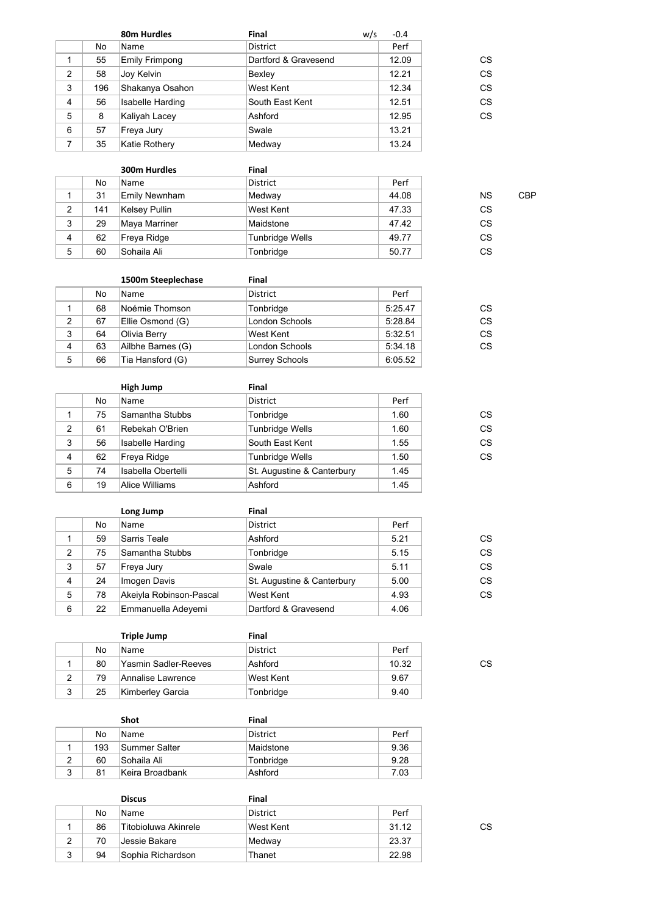### 80m Hurdles — Final — w/s -0.4

| | No | Name | District | Perf | | |
|---|---|---|---|---|---|---|
| 1 | 55 | Emily Frimpong | Dartford & Gravesend | 12.09 | CS | |
| 2 | 58 | Joy Kelvin | Bexley | 12.21 | CS | |
| 3 | 196 | Shakanya Osahon | West Kent | 12.34 | CS | |
| 4 | 56 | Isabelle Harding | South East Kent | 12.51 | CS | |
| 5 | 8 | Kaliyah Lacey | Ashford | 12.95 | CS | |
| 6 | 57 | Freya Jury | Swale | 13.21 | | |
| 7 | 35 | Katie Rothery | Medway | 13.24 | | |

### 300m Hurdles — Final

| | No | Name | District | Perf | | |
|---|---|---|---|---|---|---|
| 1 | 31 | Emily Newnham | Medway | 44.08 | NS | CBP |
| 2 | 141 | Kelsey Pullin | West Kent | 47.33 | CS | |
| 3 | 29 | Maya Marriner | Maidstone | 47.42 | CS | |
| 4 | 62 | Freya Ridge | Tunbridge Wells | 49.77 | CS | |
| 5 | 60 | Sohaila Ali | Tonbridge | 50.77 | CS | |

### 1500m Steeplechase — Final

| | No | Name | District | Perf | |
|---|---|---|---|---|---|
| 1 | 68 | Noémie Thomson | Tonbridge | 5:25.47 | CS |
| 2 | 67 | Ellie Osmond (G) | London Schools | 5:28.84 | CS |
| 3 | 64 | Olivia Berry | West Kent | 5:32.51 | CS |
| 4 | 63 | Ailbhe Barnes (G) | London Schools | 5:34.18 | CS |
| 5 | 66 | Tia Hansford (G) | Surrey Schools | 6:05.52 | |

### High Jump — Final

| | No | Name | District | Perf | |
|---|---|---|---|---|---|
| 1 | 75 | Samantha Stubbs | Tonbridge | 1.60 | CS |
| 2 | 61 | Rebekah O'Brien | Tunbridge Wells | 1.60 | CS |
| 3 | 56 | Isabelle Harding | South East Kent | 1.55 | CS |
| 4 | 62 | Freya Ridge | Tunbridge Wells | 1.50 | CS |
| 5 | 74 | Isabella Obertelli | St. Augustine & Canterbury | 1.45 | |
| 6 | 19 | Alice Williams | Ashford | 1.45 | |

### Long Jump — Final

| | No | Name | District | Perf | |
|---|---|---|---|---|---|
| 1 | 59 | Sarris Teale | Ashford | 5.21 | CS |
| 2 | 75 | Samantha Stubbs | Tonbridge | 5.15 | CS |
| 3 | 57 | Freya Jury | Swale | 5.11 | CS |
| 4 | 24 | Imogen Davis | St. Augustine & Canterbury | 5.00 | CS |
| 5 | 78 | Akeiyla Robinson-Pascal | West Kent | 4.93 | CS |
| 6 | 22 | Emmanuella Adeyemi | Dartford & Gravesend | 4.06 | |

### Triple Jump — Final

| | No | Name | District | Perf | |
|---|---|---|---|---|---|
| 1 | 80 | Yasmin Sadler-Reeves | Ashford | 10.32 | CS |
| 2 | 79 | Annalise Lawrence | West Kent | 9.67 | |
| 3 | 25 | Kimberley Garcia | Tonbridge | 9.40 | |

### Shot — Final

| | No | Name | District | Perf |
|---|---|---|---|---|
| 1 | 193 | Summer Salter | Maidstone | 9.36 |
| 2 | 60 | Sohaila Ali | Tonbridge | 9.28 |
| 3 | 81 | Keira Broadbank | Ashford | 7.03 |

### Discus — Final

| | No | Name | District | Perf | |
|---|---|---|---|---|---|
| 1 | 86 | Titobioluwa Akinrele | West Kent | 31.12 | CS |
| 2 | 70 | Jessie Bakare | Medway | 23.37 | |
| 3 | 94 | Sophia Richardson | Thanet | 22.98 | |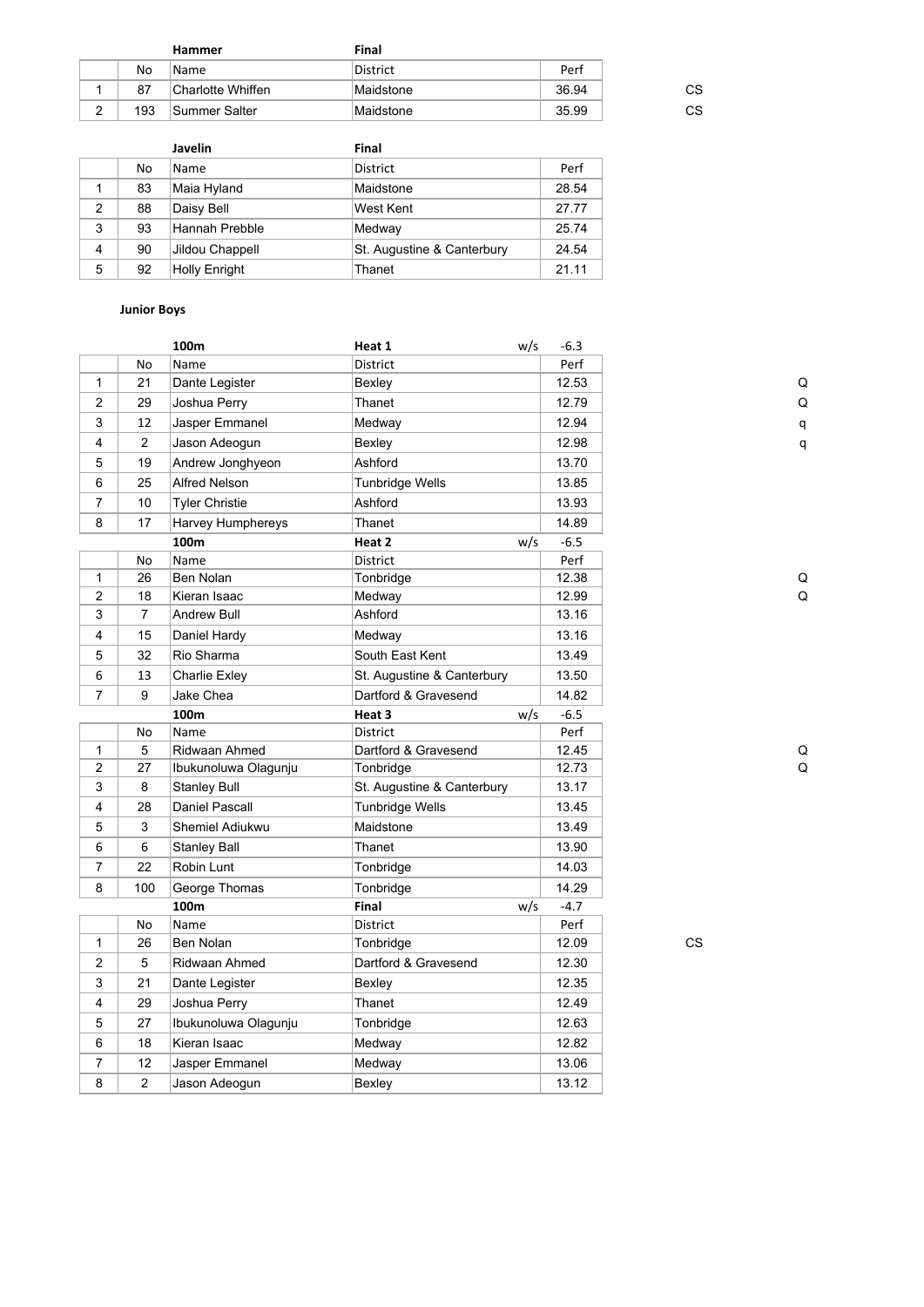| | **Hammer** | | **Final** | | |
|---|---|---|---|---|---|
| | No | Name | District | Perf | |
| 1 | 87 | Charlotte Whiffen | Maidstone | 36.94 | CS |
| 2 | 193 | Summer Salter | Maidstone | 35.99 | CS |

| | **Javelin** | | **Final** | |
|---|---|---|---|---|
| | No | Name | District | Perf |
| 1 | 83 | Maia Hyland | Maidstone | 28.54 |
| 2 | 88 | Daisy Bell | West Kent | 27.77 |
| 3 | 93 | Hannah Prebble | Medway | 25.74 |
| 4 | 90 | Jildou Chappell | St. Augustine & Canterbury | 24.54 |
| 5 | 92 | Holly Enright | Thanet | 21.11 |

**Junior Boys**

| | | **100m** | **Heat 1** w/s | -6.3 | |
|---|---|---|---|---|---|
| | No | Name | District | Perf | |
| 1 | 21 | Dante Legister | Bexley | 12.53 | Q |
| 2 | 29 | Joshua Perry | Thanet | 12.79 | Q |
| 3 | 12 | Jasper Emmanel | Medway | 12.94 | q |
| 4 | 2 | Jason Adeogun | Bexley | 12.98 | q |
| 5 | 19 | Andrew Jonghyeon | Ashford | 13.70 | |
| 6 | 25 | Alfred Nelson | Tunbridge Wells | 13.85 | |
| 7 | 10 | Tyler Christie | Ashford | 13.93 | |
| 8 | 17 | Harvey Humphereys | Thanet | 14.89 | |

| | | **100m** | **Heat 2** w/s | -6.5 | |
|---|---|---|---|---|---|
| | No | Name | District | Perf | |
| 1 | 26 | Ben Nolan | Tonbridge | 12.38 | Q |
| 2 | 18 | Kieran Isaac | Medway | 12.99 | Q |
| 3 | 7 | Andrew Bull | Ashford | 13.16 | |
| 4 | 15 | Daniel Hardy | Medway | 13.16 | |
| 5 | 32 | Rio Sharma | South East Kent | 13.49 | |
| 6 | 13 | Charlie Exley | St. Augustine & Canterbury | 13.50 | |
| 7 | 9 | Jake Chea | Dartford & Gravesend | 14.82 | |

| | | **100m** | **Heat 3** w/s | -6.5 | |
|---|---|---|---|---|---|
| | No | Name | District | Perf | |
| 1 | 5 | Ridwaan Ahmed | Dartford & Gravesend | 12.45 | Q |
| 2 | 27 | Ibukunoluwa Olagunju | Tonbridge | 12.73 | Q |
| 3 | 8 | Stanley Bull | St. Augustine & Canterbury | 13.17 | |
| 4 | 28 | Daniel Pascall | Tunbridge Wells | 13.45 | |
| 5 | 3 | Shemiel Adiukwu | Maidstone | 13.49 | |
| 6 | 6 | Stanley Ball | Thanet | 13.90 | |
| 7 | 22 | Robin Lunt | Tonbridge | 14.03 | |
| 8 | 100 | George Thomas | Tonbridge | 14.29 | |

| | | **100m** | **Final** w/s | -4.7 | |
|---|---|---|---|---|---|
| | No | Name | District | Perf | |
| 1 | 26 | Ben Nolan | Tonbridge | 12.09 | CS |
| 2 | 5 | Ridwaan Ahmed | Dartford & Gravesend | 12.30 | |
| 3 | 21 | Dante Legister | Bexley | 12.35 | |
| 4 | 29 | Joshua Perry | Thanet | 12.49 | |
| 5 | 27 | Ibukunoluwa Olagunju | Tonbridge | 12.63 | |
| 6 | 18 | Kieran Isaac | Medway | 12.82 | |
| 7 | 12 | Jasper Emmanel | Medway | 13.06 | |
| 8 | 2 | Jason Adeogun | Bexley | 13.12 | |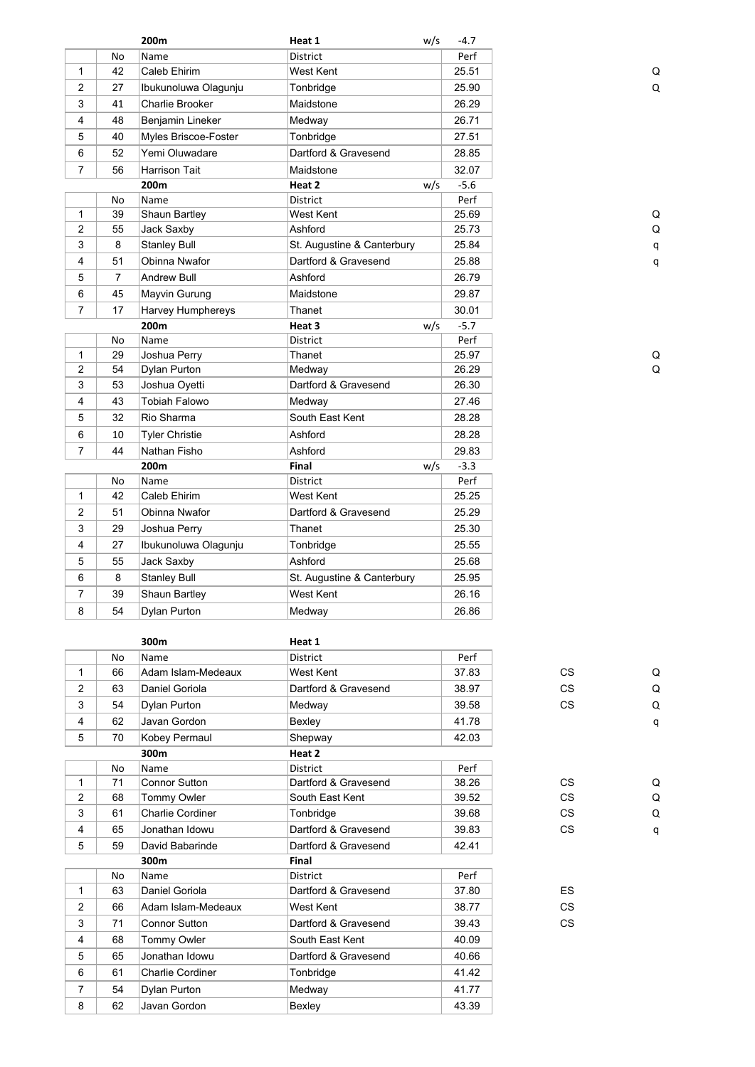| | | 200m | Heat 1 | w/s -4.7 | |
|---|---|---|---|---|---|
| | No | Name | District | Perf | |
| 1 | 42 | Caleb Ehirim | West Kent | 25.51 | Q |
| 2 | 27 | Ibukunoluwa Olagunju | Tonbridge | 25.90 | Q |
| 3 | 41 | Charlie Brooker | Maidstone | 26.29 | |
| 4 | 48 | Benjamin Lineker | Medway | 26.71 | |
| 5 | 40 | Myles Briscoe-Foster | Tonbridge | 27.51 | |
| 6 | 52 | Yemi Oluwadare | Dartford & Gravesend | 28.85 | |
| 7 | 56 | Harrison Tait | Maidstone | 32.07 | |

| | | 200m | Heat 2 | w/s -5.6 | |
|---|---|---|---|---|---|
| | No | Name | District | Perf | |
| 1 | 39 | Shaun Bartley | West Kent | 25.69 | Q |
| 2 | 55 | Jack Saxby | Ashford | 25.73 | Q |
| 3 | 8 | Stanley Bull | St. Augustine & Canterbury | 25.84 | q |
| 4 | 51 | Obinna Nwafor | Dartford & Gravesend | 25.88 | q |
| 5 | 7 | Andrew Bull | Ashford | 26.79 | |
| 6 | 45 | Mayvin Gurung | Maidstone | 29.87 | |
| 7 | 17 | Harvey Humphereys | Thanet | 30.01 | |

| | | 200m | Heat 3 | w/s -5.7 | |
|---|---|---|---|---|---|
| | No | Name | District | Perf | |
| 1 | 29 | Joshua Perry | Thanet | 25.97 | Q |
| 2 | 54 | Dylan Purton | Medway | 26.29 | Q |
| 3 | 53 | Joshua Oyetti | Dartford & Gravesend | 26.30 | |
| 4 | 43 | Tobiah Falowo | Medway | 27.46 | |
| 5 | 32 | Rio Sharma | South East Kent | 28.28 | |
| 6 | 10 | Tyler Christie | Ashford | 28.28 | |
| 7 | 44 | Nathan Fisho | Ashford | 29.83 | |

| | | 200m | Final | w/s -3.3 |
|---|---|---|---|---|
| | No | Name | District | Perf |
| 1 | 42 | Caleb Ehirim | West Kent | 25.25 |
| 2 | 51 | Obinna Nwafor | Dartford & Gravesend | 25.29 |
| 3 | 29 | Joshua Perry | Thanet | 25.30 |
| 4 | 27 | Ibukunoluwa Olagunju | Tonbridge | 25.55 |
| 5 | 55 | Jack Saxby | Ashford | 25.68 |
| 6 | 8 | Stanley Bull | St. Augustine & Canterbury | 25.95 |
| 7 | 39 | Shaun Bartley | West Kent | 26.16 |
| 8 | 54 | Dylan Purton | Medway | 26.86 |

| | | 300m | Heat 1 | | | |
|---|---|---|---|---|---|---|
| | No | Name | District | Perf | | |
| 1 | 66 | Adam Islam-Medeaux | West Kent | 37.83 | CS | Q |
| 2 | 63 | Daniel Goriola | Dartford & Gravesend | 38.97 | CS | Q |
| 3 | 54 | Dylan Purton | Medway | 39.58 | CS | Q |
| 4 | 62 | Javan Gordon | Bexley | 41.78 | | q |
| 5 | 70 | Kobey Permaul | Shepway | 42.03 | | |

| | | 300m | Heat 2 | | | |
|---|---|---|---|---|---|---|
| | No | Name | District | Perf | | |
| 1 | 71 | Connor Sutton | Dartford & Gravesend | 38.26 | CS | Q |
| 2 | 68 | Tommy Owler | South East Kent | 39.52 | CS | Q |
| 3 | 61 | Charlie Cordiner | Tonbridge | 39.68 | CS | Q |
| 4 | 65 | Jonathan Idowu | Dartford & Gravesend | 39.83 | CS | q |
| 5 | 59 | David Babarinde | Dartford & Gravesend | 42.41 | | |

| | | 300m | Final | | |
|---|---|---|---|---|---|
| | No | Name | District | Perf | |
| 1 | 63 | Daniel Goriola | Dartford & Gravesend | 37.80 | ES |
| 2 | 66 | Adam Islam-Medeaux | West Kent | 38.77 | CS |
| 3 | 71 | Connor Sutton | Dartford & Gravesend | 39.43 | CS |
| 4 | 68 | Tommy Owler | South East Kent | 40.09 | |
| 5 | 65 | Jonathan Idowu | Dartford & Gravesend | 40.66 | |
| 6 | 61 | Charlie Cordiner | Tonbridge | 41.42 | |
| 7 | 54 | Dylan Purton | Medway | 41.77 | |
| 8 | 62 | Javan Gordon | Bexley | 43.39 | |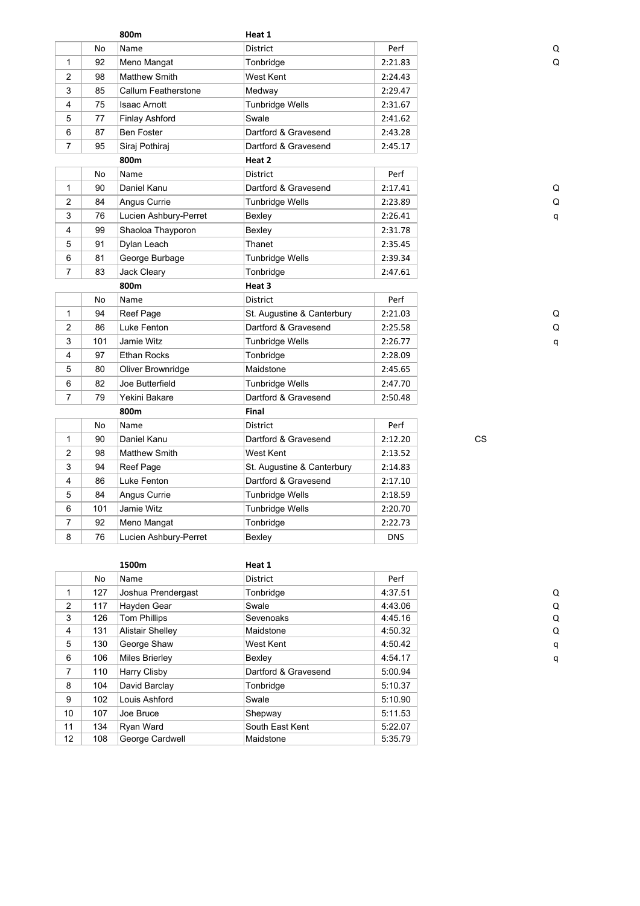## 800m Heat 1

| | No | Name | District | Perf | Q |
|---|---|---|---|---|---|
| 1 | 92 | Meno Mangat | Tonbridge | 2:21.83 | Q |
| 2 | 98 | Matthew Smith | West Kent | 2:24.43 | |
| 3 | 85 | Callum Featherstone | Medway | 2:29.47 | |
| 4 | 75 | Isaac Arnott | Tunbridge Wells | 2:31.67 | |
| 5 | 77 | Finlay Ashford | Swale | 2:41.62 | |
| 6 | 87 | Ben Foster | Dartford & Gravesend | 2:43.28 | |
| 7 | 95 | Siraj Pothiraj | Dartford & Gravesend | 2:45.17 | |

## 800m Heat 2

| | No | Name | District | Perf | |
|---|---|---|---|---|---|
| 1 | 90 | Daniel Kanu | Dartford & Gravesend | 2:17.41 | Q |
| 2 | 84 | Angus Currie | Tunbridge Wells | 2:23.89 | Q |
| 3 | 76 | Lucien Ashbury-Perret | Bexley | 2:26.41 | q |
| 4 | 99 | Shaoloa Thayporon | Bexley | 2:31.78 | |
| 5 | 91 | Dylan Leach | Thanet | 2:35.45 | |
| 6 | 81 | George Burbage | Tunbridge Wells | 2:39.34 | |
| 7 | 83 | Jack Cleary | Tonbridge | 2:47.61 | |

## 800m Heat 3

| | No | Name | District | Perf | |
|---|---|---|---|---|---|
| 1 | 94 | Reef Page | St. Augustine & Canterbury | 2:21.03 | Q |
| 2 | 86 | Luke Fenton | Dartford & Gravesend | 2:25.58 | Q |
| 3 | 101 | Jamie Witz | Tunbridge Wells | 2:26.77 | q |
| 4 | 97 | Ethan Rocks | Tonbridge | 2:28.09 | |
| 5 | 80 | Oliver Brownridge | Maidstone | 2:45.65 | |
| 6 | 82 | Joe Butterfield | Tunbridge Wells | 2:47.70 | |
| 7 | 79 | Yekini Bakare | Dartford & Gravesend | 2:50.48 | |

## 800m Final

| | No | Name | District | Perf | |
|---|---|---|---|---|---|
| 1 | 90 | Daniel Kanu | Dartford & Gravesend | 2:12.20 | CS |
| 2 | 98 | Matthew Smith | West Kent | 2:13.52 | |
| 3 | 94 | Reef Page | St. Augustine & Canterbury | 2:14.83 | |
| 4 | 86 | Luke Fenton | Dartford & Gravesend | 2:17.10 | |
| 5 | 84 | Angus Currie | Tunbridge Wells | 2:18.59 | |
| 6 | 101 | Jamie Witz | Tunbridge Wells | 2:20.70 | |
| 7 | 92 | Meno Mangat | Tonbridge | 2:22.73 | |
| 8 | 76 | Lucien Ashbury-Perret | Bexley | DNS | |

## 1500m Heat 1

| | No | Name | District | Perf | |
|---|---|---|---|---|---|
| 1 | 127 | Joshua Prendergast | Tonbridge | 4:37.51 | Q |
| 2 | 117 | Hayden Gear | Swale | 4:43.06 | Q |
| 3 | 126 | Tom Phillips | Sevenoaks | 4:45.16 | Q |
| 4 | 131 | Alistair Shelley | Maidstone | 4:50.32 | Q |
| 5 | 130 | George Shaw | West Kent | 4:50.42 | q |
| 6 | 106 | Miles Brierley | Bexley | 4:54.17 | q |
| 7 | 110 | Harry Clisby | Dartford & Gravesend | 5:00.94 | |
| 8 | 104 | David Barclay | Tonbridge | 5:10.37 | |
| 9 | 102 | Louis Ashford | Swale | 5:10.90 | |
| 10 | 107 | Joe Bruce | Shepway | 5:11.53 | |
| 11 | 134 | Ryan Ward | South East Kent | 5:22.07 | |
| 12 | 108 | George Cardwell | Maidstone | 5:35.79 | |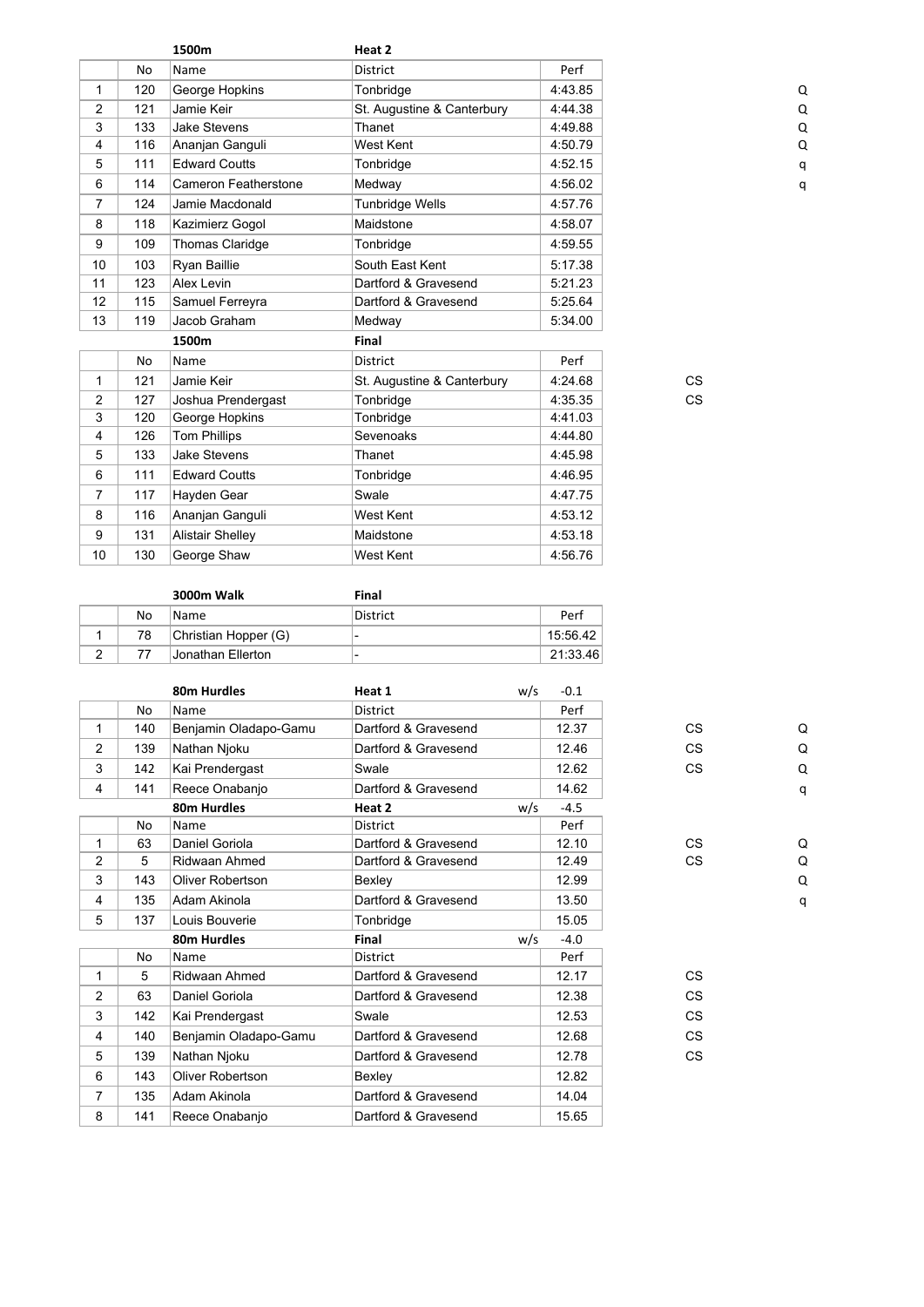**1500m** **Heat 2**

| | No | Name | District | Perf | | |
|---|---|---|---|---|---|---|
| 1 | 120 | George Hopkins | Tonbridge | 4:43.85 | | Q |
| 2 | 121 | Jamie Keir | St. Augustine & Canterbury | 4:44.38 | | Q |
| 3 | 133 | Jake Stevens | Thanet | 4:49.88 | | Q |
| 4 | 116 | Ananjan Ganguli | West Kent | 4:50.79 | | Q |
| 5 | 111 | Edward Coutts | Tonbridge | 4:52.15 | | q |
| 6 | 114 | Cameron Featherstone | Medway | 4:56.02 | | q |
| 7 | 124 | Jamie Macdonald | Tunbridge Wells | 4:57.76 | | |
| 8 | 118 | Kazimierz Gogol | Maidstone | 4:58.07 | | |
| 9 | 109 | Thomas Claridge | Tonbridge | 4:59.55 | | |
| 10 | 103 | Ryan Baillie | South East Kent | 5:17.38 | | |
| 11 | 123 | Alex Levin | Dartford & Gravesend | 5:21.23 | | |
| 12 | 115 | Samuel Ferreyra | Dartford & Gravesend | 5:25.64 | | |
| 13 | 119 | Jacob Graham | Medway | 5:34.00 | | |

**1500m** **Final**

| | No | Name | District | Perf | |
|---|---|---|---|---|---|
| 1 | 121 | Jamie Keir | St. Augustine & Canterbury | 4:24.68 | CS |
| 2 | 127 | Joshua Prendergast | Tonbridge | 4:35.35 | CS |
| 3 | 120 | George Hopkins | Tonbridge | 4:41.03 | |
| 4 | 126 | Tom Phillips | Sevenoaks | 4:44.80 | |
| 5 | 133 | Jake Stevens | Thanet | 4:45.98 | |
| 6 | 111 | Edward Coutts | Tonbridge | 4:46.95 | |
| 7 | 117 | Hayden Gear | Swale | 4:47.75 | |
| 8 | 116 | Ananjan Ganguli | West Kent | 4:53.12 | |
| 9 | 131 | Alistair Shelley | Maidstone | 4:53.18 | |
| 10 | 130 | George Shaw | West Kent | 4:56.76 | |

**3000m Walk** **Final**

| | No | Name | District | Perf |
|---|---|---|---|---|
| 1 | 78 | Christian Hopper (G) | - | 15:56.42 |
| 2 | 77 | Jonathan Ellerton | - | 21:33.46 |

**80m Hurdles** **Heat 1** w/s -0.1

| | No | Name | District | Perf | | |
|---|---|---|---|---|---|---|
| 1 | 140 | Benjamin Oladapo-Gamu | Dartford & Gravesend | 12.37 | CS | Q |
| 2 | 139 | Nathan Njoku | Dartford & Gravesend | 12.46 | CS | Q |
| 3 | 142 | Kai Prendergast | Swale | 12.62 | CS | Q |
| 4 | 141 | Reece Onabanjo | Dartford & Gravesend | 14.62 | | q |

**80m Hurdles** **Heat 2** w/s -4.5

| | No | Name | District | Perf | | |
|---|---|---|---|---|---|---|
| 1 | 63 | Daniel Goriola | Dartford & Gravesend | 12.10 | CS | Q |
| 2 | 5 | Ridwaan Ahmed | Dartford & Gravesend | 12.49 | CS | Q |
| 3 | 143 | Oliver Robertson | Bexley | 12.99 | | Q |
| 4 | 135 | Adam Akinola | Dartford & Gravesend | 13.50 | | q |
| 5 | 137 | Louis Bouverie | Tonbridge | 15.05 | | |

**80m Hurdles** **Final** w/s -4.0

| | No | Name | District | Perf | |
|---|---|---|---|---|---|
| 1 | 5 | Ridwaan Ahmed | Dartford & Gravesend | 12.17 | CS |
| 2 | 63 | Daniel Goriola | Dartford & Gravesend | 12.38 | CS |
| 3 | 142 | Kai Prendergast | Swale | 12.53 | CS |
| 4 | 140 | Benjamin Oladapo-Gamu | Dartford & Gravesend | 12.68 | CS |
| 5 | 139 | Nathan Njoku | Dartford & Gravesend | 12.78 | CS |
| 6 | 143 | Oliver Robertson | Bexley | 12.82 | |
| 7 | 135 | Adam Akinola | Dartford & Gravesend | 14.04 | |
| 8 | 141 | Reece Onabanjo | Dartford & Gravesend | 15.65 | |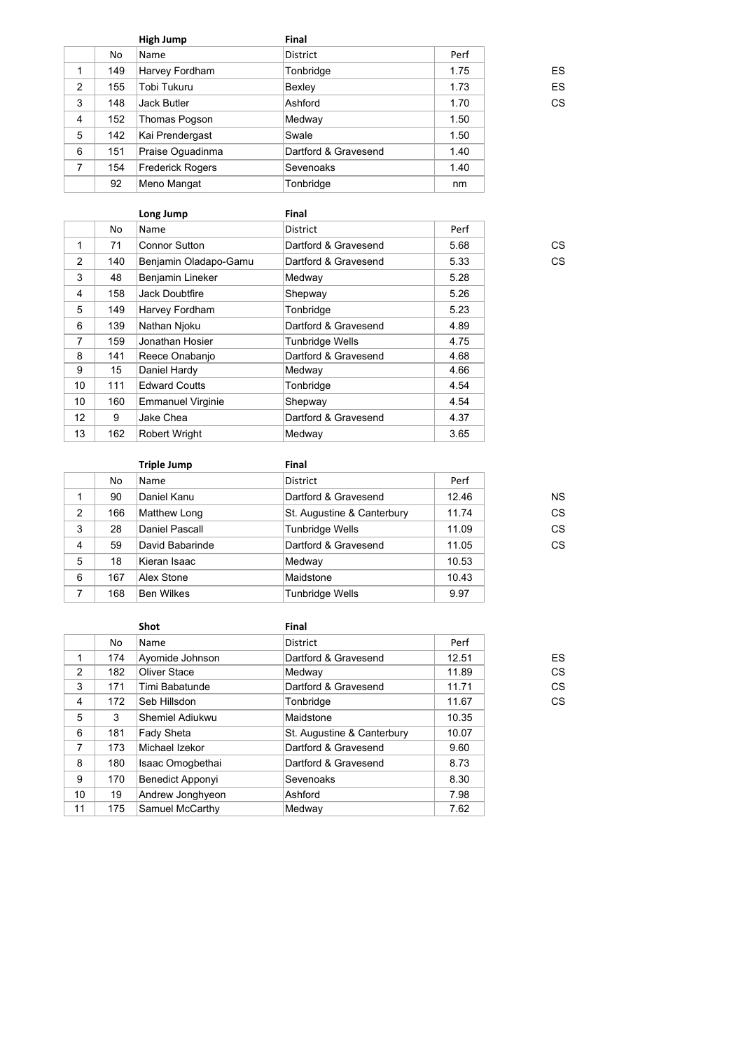| | | High Jump | Final | | |
|---|---|---|---|---|---|
| | No | Name | District | Perf | |
| 1 | 149 | Harvey Fordham | Tonbridge | 1.75 | ES |
| 2 | 155 | Tobi Tukuru | Bexley | 1.73 | ES |
| 3 | 148 | Jack Butler | Ashford | 1.70 | CS |
| 4 | 152 | Thomas Pogson | Medway | 1.50 | |
| 5 | 142 | Kai Prendergast | Swale | 1.50 | |
| 6 | 151 | Praise Oguadinma | Dartford & Gravesend | 1.40 | |
| 7 | 154 | Frederick Rogers | Sevenoaks | 1.40 | |
| | 92 | Meno Mangat | Tonbridge | nm | |

| | | Long Jump | Final | | |
|---|---|---|---|---|---|
| | No | Name | District | Perf | |
| 1 | 71 | Connor Sutton | Dartford & Gravesend | 5.68 | CS |
| 2 | 140 | Benjamin Oladapo-Gamu | Dartford & Gravesend | 5.33 | CS |
| 3 | 48 | Benjamin Lineker | Medway | 5.28 | |
| 4 | 158 | Jack Doubtfire | Shepway | 5.26 | |
| 5 | 149 | Harvey Fordham | Tonbridge | 5.23 | |
| 6 | 139 | Nathan Njoku | Dartford & Gravesend | 4.89 | |
| 7 | 159 | Jonathan Hosier | Tunbridge Wells | 4.75 | |
| 8 | 141 | Reece Onabanjo | Dartford & Gravesend | 4.68 | |
| 9 | 15 | Daniel Hardy | Medway | 4.66 | |
| 10 | 111 | Edward Coutts | Tonbridge | 4.54 | |
| 10 | 160 | Emmanuel Virginie | Shepway | 4.54 | |
| 12 | 9 | Jake Chea | Dartford & Gravesend | 4.37 | |
| 13 | 162 | Robert Wright | Medway | 3.65 | |

| | | Triple Jump | Final | | |
|---|---|---|---|---|---|
| | No | Name | District | Perf | |
| 1 | 90 | Daniel Kanu | Dartford & Gravesend | 12.46 | NS |
| 2 | 166 | Matthew Long | St. Augustine & Canterbury | 11.74 | CS |
| 3 | 28 | Daniel Pascall | Tunbridge Wells | 11.09 | CS |
| 4 | 59 | David Babarinde | Dartford & Gravesend | 11.05 | CS |
| 5 | 18 | Kieran Isaac | Medway | 10.53 | |
| 6 | 167 | Alex Stone | Maidstone | 10.43 | |
| 7 | 168 | Ben Wilkes | Tunbridge Wells | 9.97 | |

| | | Shot | Final | | |
|---|---|---|---|---|---|
| | No | Name | District | Perf | |
| 1 | 174 | Ayomide Johnson | Dartford & Gravesend | 12.51 | ES |
| 2 | 182 | Oliver Stace | Medway | 11.89 | CS |
| 3 | 171 | Timi Babatunde | Dartford & Gravesend | 11.71 | CS |
| 4 | 172 | Seb Hillsdon | Tonbridge | 11.67 | CS |
| 5 | 3 | Shemiel Adiukwu | Maidstone | 10.35 | |
| 6 | 181 | Fady Sheta | St. Augustine & Canterbury | 10.07 | |
| 7 | 173 | Michael Izekor | Dartford & Gravesend | 9.60 | |
| 8 | 180 | Isaac Omogbethai | Dartford & Gravesend | 8.73 | |
| 9 | 170 | Benedict Apponyi | Sevenoaks | 8.30 | |
| 10 | 19 | Andrew Jonghyeon | Ashford | 7.98 | |
| 11 | 175 | Samuel McCarthy | Medway | 7.62 | |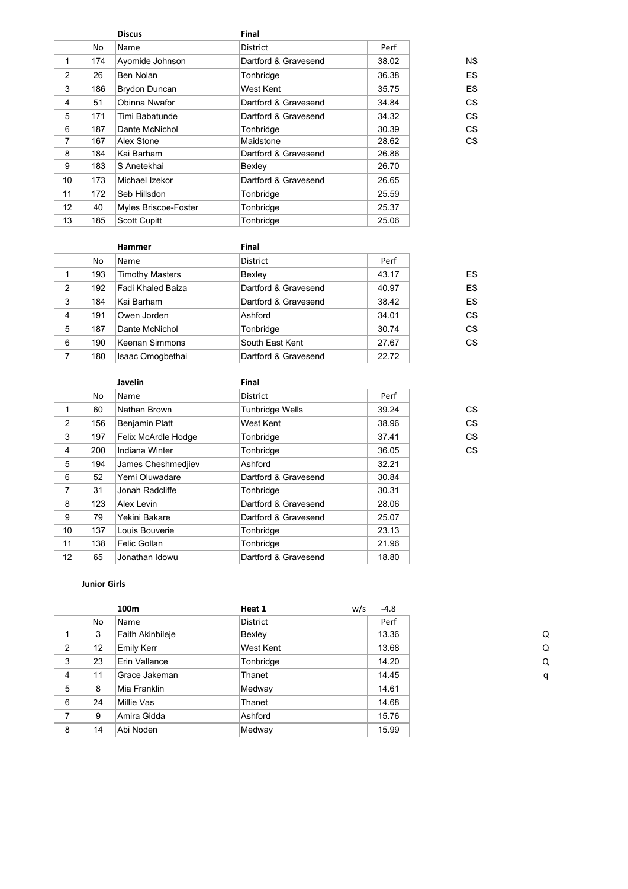| | No | Name | District | Perf | |
|---|---|---|---|---|---|
| | | **Discus** | **Final** | | |
| 1 | 174 | Ayomide Johnson | Dartford & Gravesend | 38.02 | NS |
| 2 | 26 | Ben Nolan | Tonbridge | 36.38 | ES |
| 3 | 186 | Brydon Duncan | West Kent | 35.75 | ES |
| 4 | 51 | Obinna Nwafor | Dartford & Gravesend | 34.84 | CS |
| 5 | 171 | Timi Babatunde | Dartford & Gravesend | 34.32 | CS |
| 6 | 187 | Dante McNichol | Tonbridge | 30.39 | CS |
| 7 | 167 | Alex Stone | Maidstone | 28.62 | CS |
| 8 | 184 | Kai Barham | Dartford & Gravesend | 26.86 | |
| 9 | 183 | S Anetekhai | Bexley | 26.70 | |
| 10 | 173 | Michael Izekor | Dartford & Gravesend | 26.65 | |
| 11 | 172 | Seb Hillsdon | Tonbridge | 25.59 | |
| 12 | 40 | Myles Briscoe-Foster | Tonbridge | 25.37 | |
| 13 | 185 | Scott Cupitt | Tonbridge | 25.06 | |

| | No | Name | District | Perf | |
|---|---|---|---|---|---|
| | | **Hammer** | **Final** | | |
| 1 | 193 | Timothy Masters | Bexley | 43.17 | ES |
| 2 | 192 | Fadi Khaled Baiza | Dartford & Gravesend | 40.97 | ES |
| 3 | 184 | Kai Barham | Dartford & Gravesend | 38.42 | ES |
| 4 | 191 | Owen Jorden | Ashford | 34.01 | CS |
| 5 | 187 | Dante McNichol | Tonbridge | 30.74 | CS |
| 6 | 190 | Keenan Simmons | South East Kent | 27.67 | CS |
| 7 | 180 | Isaac Omogbethai | Dartford & Gravesend | 22.72 | |

| | No | Name | District | Perf | |
|---|---|---|---|---|---|
| | | **Javelin** | **Final** | | |
| 1 | 60 | Nathan Brown | Tunbridge Wells | 39.24 | CS |
| 2 | 156 | Benjamin Platt | West Kent | 38.96 | CS |
| 3 | 197 | Felix McArdle Hodge | Tonbridge | 37.41 | CS |
| 4 | 200 | Indiana Winter | Tonbridge | 36.05 | CS |
| 5 | 194 | James Cheshmedjiev | Ashford | 32.21 | |
| 6 | 52 | Yemi Oluwadare | Dartford & Gravesend | 30.84 | |
| 7 | 31 | Jonah Radcliffe | Tonbridge | 30.31 | |
| 8 | 123 | Alex Levin | Dartford & Gravesend | 28.06 | |
| 9 | 79 | Yekini Bakare | Dartford & Gravesend | 25.07 | |
| 10 | 137 | Louis Bouverie | Tonbridge | 23.13 | |
| 11 | 138 | Felic Gollan | Tonbridge | 21.96 | |
| 12 | 65 | Jonathan Idowu | Dartford & Gravesend | 18.80 | |

**Junior Girls**

| | No | Name | District | Perf | |
|---|---|---|---|---|---|
| | | **100m** | **Heat 1** w/s | -4.8 | |
| 1 | 3 | Faith Akinbileje | Bexley | 13.36 | Q |
| 2 | 12 | Emily Kerr | West Kent | 13.68 | Q |
| 3 | 23 | Erin Vallance | Tonbridge | 14.20 | Q |
| 4 | 11 | Grace Jakeman | Thanet | 14.45 | q |
| 5 | 8 | Mia Franklin | Medway | 14.61 | |
| 6 | 24 | Millie Vas | Thanet | 14.68 | |
| 7 | 9 | Amira Gidda | Ashford | 15.76 | |
| 8 | 14 | Abi Noden | Medway | 15.99 | |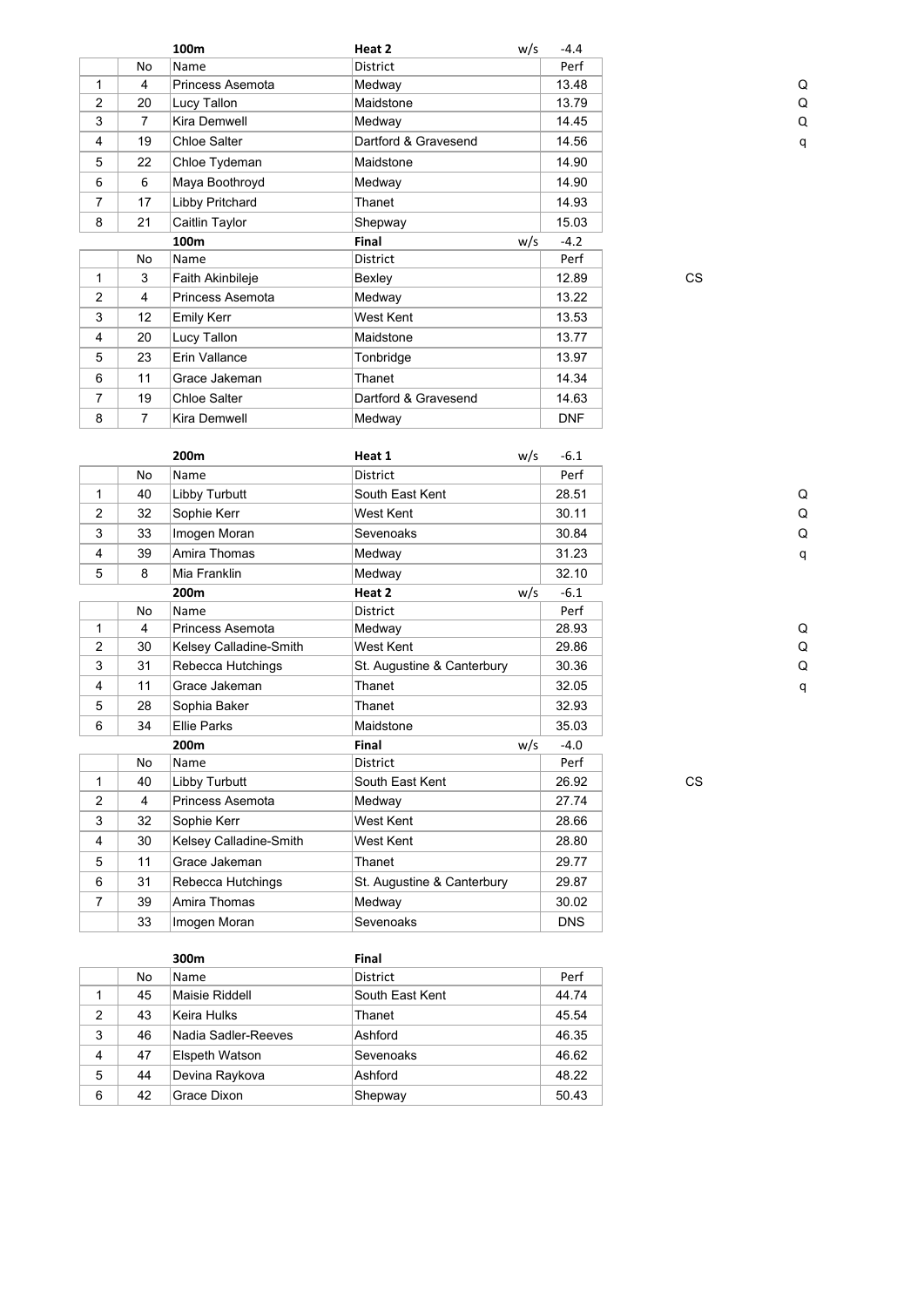| | No | 100m<br>Name | Heat 2<br>District | w/s -4.4<br>Perf | |
|---|---|---|---|---|---|
| 1 | 4 | Princess Asemota | Medway | 13.48 | Q |
| 2 | 20 | Lucy Tallon | Maidstone | 13.79 | Q |
| 3 | 7 | Kira Demwell | Medway | 14.45 | Q |
| 4 | 19 | Chloe Salter | Dartford & Gravesend | 14.56 | q |
| 5 | 22 | Chloe Tydeman | Maidstone | 14.90 | |
| 6 | 6 | Maya Boothroyd | Medway | 14.90 | |
| 7 | 17 | Libby Pritchard | Thanet | 14.93 | |
| 8 | 21 | Caitlin Taylor | Shepway | 15.03 | |

| | No | 100m<br>Name | Final<br>District | w/s -4.2<br>Perf | |
|---|---|---|---|---|---|
| 1 | 3 | Faith Akinbileje | Bexley | 12.89 | CS |
| 2 | 4 | Princess Asemota | Medway | 13.22 | |
| 3 | 12 | Emily Kerr | West Kent | 13.53 | |
| 4 | 20 | Lucy Tallon | Maidstone | 13.77 | |
| 5 | 23 | Erin Vallance | Tonbridge | 13.97 | |
| 6 | 11 | Grace Jakeman | Thanet | 14.34 | |
| 7 | 19 | Chloe Salter | Dartford & Gravesend | 14.63 | |
| 8 | 7 | Kira Demwell | Medway | DNF | |

| | No | 200m<br>Name | Heat 1<br>District | w/s -6.1<br>Perf | |
|---|---|---|---|---|---|
| 1 | 40 | Libby Turbutt | South East Kent | 28.51 | Q |
| 2 | 32 | Sophie Kerr | West Kent | 30.11 | Q |
| 3 | 33 | Imogen Moran | Sevenoaks | 30.84 | Q |
| 4 | 39 | Amira Thomas | Medway | 31.23 | q |
| 5 | 8 | Mia Franklin | Medway | 32.10 | |

| | No | 200m<br>Name | Heat 2<br>District | w/s -6.1<br>Perf | |
|---|---|---|---|---|---|
| 1 | 4 | Princess Asemota | Medway | 28.93 | Q |
| 2 | 30 | Kelsey Calladine-Smith | West Kent | 29.86 | Q |
| 3 | 31 | Rebecca Hutchings | St. Augustine & Canterbury | 30.36 | Q |
| 4 | 11 | Grace Jakeman | Thanet | 32.05 | q |
| 5 | 28 | Sophia Baker | Thanet | 32.93 | |
| 6 | 34 | Ellie Parks | Maidstone | 35.03 | |

| | No | 200m<br>Name | Final<br>District | w/s -4.0<br>Perf | |
|---|---|---|---|---|---|
| 1 | 40 | Libby Turbutt | South East Kent | 26.92 | CS |
| 2 | 4 | Princess Asemota | Medway | 27.74 | |
| 3 | 32 | Sophie Kerr | West Kent | 28.66 | |
| 4 | 30 | Kelsey Calladine-Smith | West Kent | 28.80 | |
| 5 | 11 | Grace Jakeman | Thanet | 29.77 | |
| 6 | 31 | Rebecca Hutchings | St. Augustine & Canterbury | 29.87 | |
| 7 | 39 | Amira Thomas | Medway | 30.02 | |
| | 33 | Imogen Moran | Sevenoaks | DNS | |

| | No | 300m<br>Name | Final<br>District | Perf |
|---|---|---|---|---|
| 1 | 45 | Maisie Riddell | South East Kent | 44.74 |
| 2 | 43 | Keira Hulks | Thanet | 45.54 |
| 3 | 46 | Nadia Sadler-Reeves | Ashford | 46.35 |
| 4 | 47 | Elspeth Watson | Sevenoaks | 46.62 |
| 5 | 44 | Devina Raykova | Ashford | 48.22 |
| 6 | 42 | Grace Dixon | Shepway | 50.43 |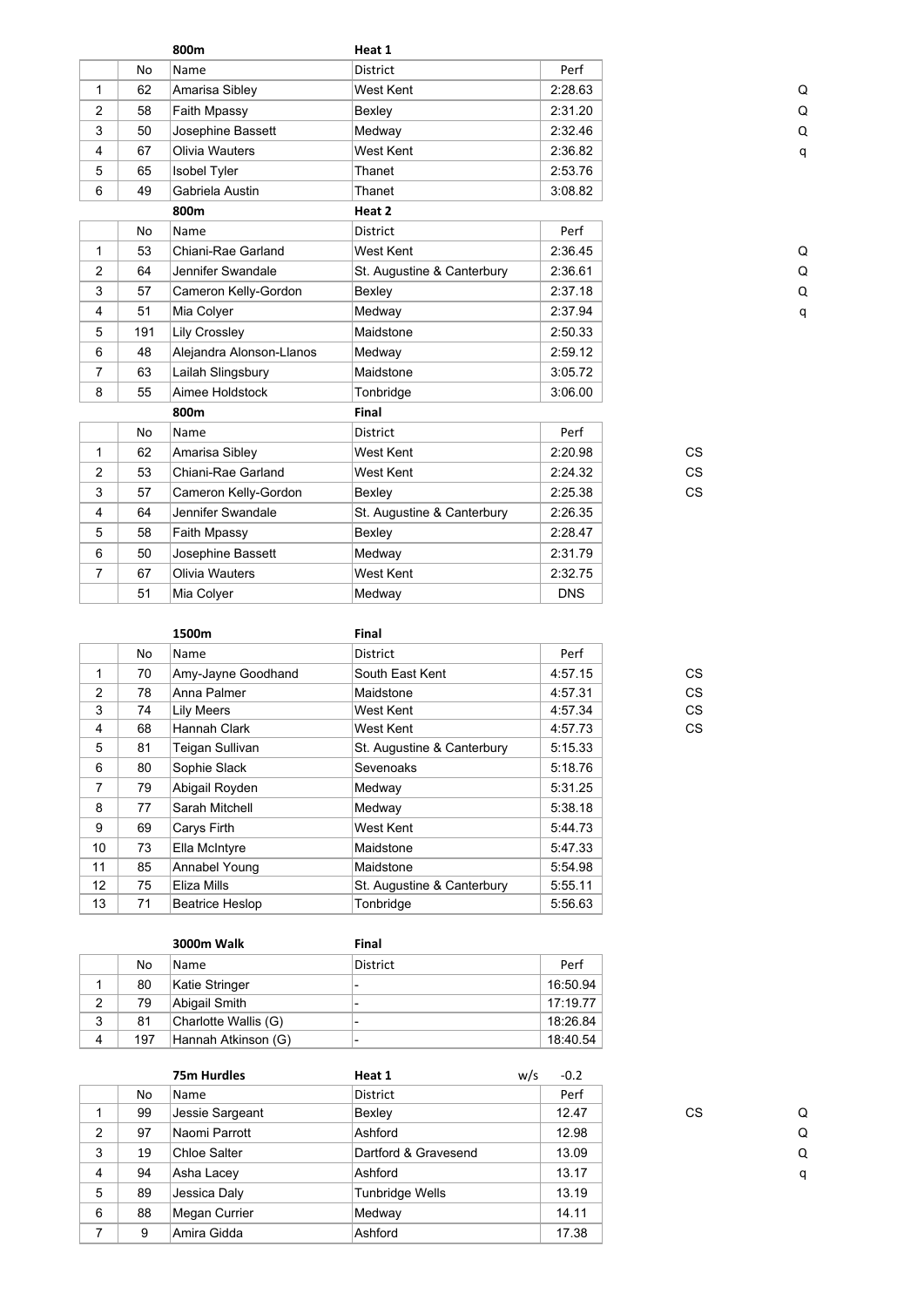| | No | Name | District | Perf | | |
|---|---|---|---|---|---|---|
| | | **800m** | **Heat 1** | | | |
| 1 | 62 | Amarisa Sibley | West Kent | 2:28.63 | | Q |
| 2 | 58 | Faith Mpassy | Bexley | 2:31.20 | | Q |
| 3 | 50 | Josephine Bassett | Medway | 2:32.46 | | Q |
| 4 | 67 | Olivia Wauters | West Kent | 2:36.82 | | q |
| 5 | 65 | Isobel Tyler | Thanet | 2:53.76 | | |
| 6 | 49 | Gabriela Austin | Thanet | 3:08.82 | | |

| | No | Name | District | Perf | | |
|---|---|---|---|---|---|---|
| | | **800m** | **Heat 2** | | | |
| 1 | 53 | Chiani-Rae Garland | West Kent | 2:36.45 | | Q |
| 2 | 64 | Jennifer Swandale | St. Augustine & Canterbury | 2:36.61 | | Q |
| 3 | 57 | Cameron Kelly-Gordon | Bexley | 2:37.18 | | Q |
| 4 | 51 | Mia Colyer | Medway | 2:37.94 | | q |
| 5 | 191 | Lily Crossley | Maidstone | 2:50.33 | | |
| 6 | 48 | Alejandra Alonson-Llanos | Medway | 2:59.12 | | |
| 7 | 63 | Lailah Slingsbury | Maidstone | 3:05.72 | | |
| 8 | 55 | Aimee Holdstock | Tonbridge | 3:06.00 | | |

| | No | Name | District | Perf | |
|---|---|---|---|---|---|
| | | **800m** | **Final** | | |
| 1 | 62 | Amarisa Sibley | West Kent | 2:20.98 | CS |
| 2 | 53 | Chiani-Rae Garland | West Kent | 2:24.32 | CS |
| 3 | 57 | Cameron Kelly-Gordon | Bexley | 2:25.38 | CS |
| 4 | 64 | Jennifer Swandale | St. Augustine & Canterbury | 2:26.35 | |
| 5 | 58 | Faith Mpassy | Bexley | 2:28.47 | |
| 6 | 50 | Josephine Bassett | Medway | 2:31.79 | |
| 7 | 67 | Olivia Wauters | West Kent | 2:32.75 | |
| | 51 | Mia Colyer | Medway | DNS | |

| | No | Name | District | Perf | |
|---|---|---|---|---|---|
| | | **1500m** | **Final** | | |
| 1 | 70 | Amy-Jayne Goodhand | South East Kent | 4:57.15 | CS |
| 2 | 78 | Anna Palmer | Maidstone | 4:57.31 | CS |
| 3 | 74 | Lily Meers | West Kent | 4:57.34 | CS |
| 4 | 68 | Hannah Clark | West Kent | 4:57.73 | CS |
| 5 | 81 | Teigan Sullivan | St. Augustine & Canterbury | 5:15.33 | |
| 6 | 80 | Sophie Slack | Sevenoaks | 5:18.76 | |
| 7 | 79 | Abigail Royden | Medway | 5:31.25 | |
| 8 | 77 | Sarah Mitchell | Medway | 5:38.18 | |
| 9 | 69 | Carys Firth | West Kent | 5:44.73 | |
| 10 | 73 | Ella McIntyre | Maidstone | 5:47.33 | |
| 11 | 85 | Annabel Young | Maidstone | 5:54.98 | |
| 12 | 75 | Eliza Mills | St. Augustine & Canterbury | 5:55.11 | |
| 13 | 71 | Beatrice Heslop | Tonbridge | 5:56.63 | |

| | No | Name | District | Perf |
|---|---|---|---|---|
| | | **3000m Walk** | **Final** | |
| 1 | 80 | Katie Stringer | - | 16:50.94 |
| 2 | 79 | Abigail Smith | - | 17:19.77 |
| 3 | 81 | Charlotte Wallis (G) | - | 18:26.84 |
| 4 | 197 | Hannah Atkinson (G) | - | 18:40.54 |

| | No | Name | District | Perf | | |
|---|---|---|---|---|---|---|
| | | **75m Hurdles** | **Heat 1** w/s | -0.2 | | |
| 1 | 99 | Jessie Sargeant | Bexley | 12.47 | CS | Q |
| 2 | 97 | Naomi Parrott | Ashford | 12.98 | | Q |
| 3 | 19 | Chloe Salter | Dartford & Gravesend | 13.09 | | Q |
| 4 | 94 | Asha Lacey | Ashford | 13.17 | | q |
| 5 | 89 | Jessica Daly | Tunbridge Wells | 13.19 | | |
| 6 | 88 | Megan Currier | Medway | 14.11 | | |
| 7 | 9 | Amira Gidda | Ashford | 17.38 | | |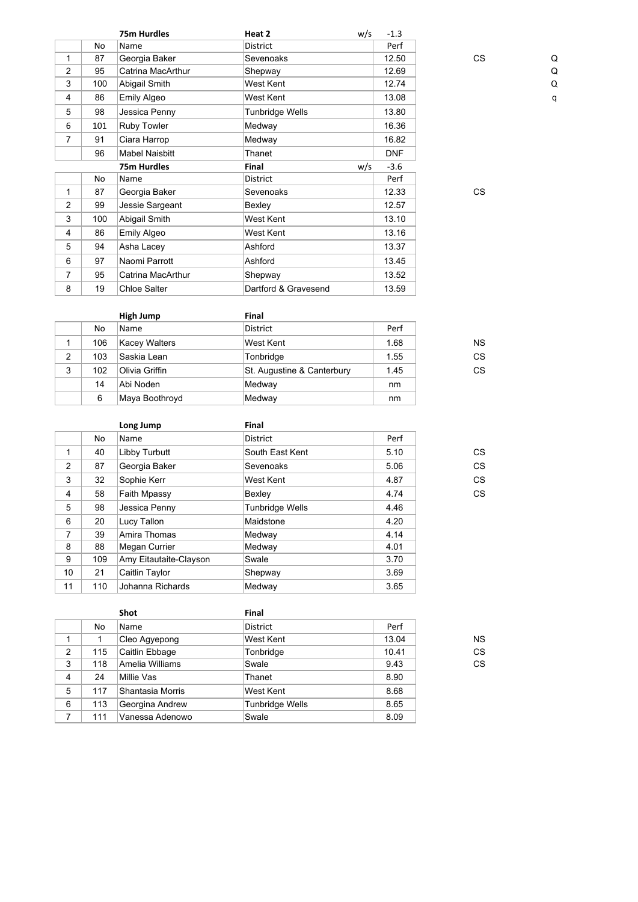### 75m Hurdles — Heat 2 (w/s -1.3)

| | No | Name | District | Perf | | |
|---|---|---|---|---|---|---|
| 1 | 87 | Georgia Baker | Sevenoaks | 12.50 | CS | Q |
| 2 | 95 | Catrina MacArthur | Shepway | 12.69 | | Q |
| 3 | 100 | Abigail Smith | West Kent | 12.74 | | Q |
| 4 | 86 | Emily Algeo | West Kent | 13.08 | | q |
| 5 | 98 | Jessica Penny | Tunbridge Wells | 13.80 | | |
| 6 | 101 | Ruby Towler | Medway | 16.36 | | |
| 7 | 91 | Ciara Harrop | Medway | 16.82 | | |
| | 96 | Mabel Naisbitt | Thanet | DNF | | |

### 75m Hurdles — Final (w/s -3.6)

| | No | Name | District | Perf | |
|---|---|---|---|---|---|
| 1 | 87 | Georgia Baker | Sevenoaks | 12.33 | CS |
| 2 | 99 | Jessie Sargeant | Bexley | 12.57 | |
| 3 | 100 | Abigail Smith | West Kent | 13.10 | |
| 4 | 86 | Emily Algeo | West Kent | 13.16 | |
| 5 | 94 | Asha Lacey | Ashford | 13.37 | |
| 6 | 97 | Naomi Parrott | Ashford | 13.45 | |
| 7 | 95 | Catrina MacArthur | Shepway | 13.52 | |
| 8 | 19 | Chloe Salter | Dartford & Gravesend | 13.59 | |

### High Jump — Final

| | No | Name | District | Perf | |
|---|---|---|---|---|---|
| 1 | 106 | Kacey Walters | West Kent | 1.68 | NS |
| 2 | 103 | Saskia Lean | Tonbridge | 1.55 | CS |
| 3 | 102 | Olivia Griffin | St. Augustine & Canterbury | 1.45 | CS |
| | 14 | Abi Noden | Medway | nm | |
| | 6 | Maya Boothroyd | Medway | nm | |

### Long Jump — Final

| | No | Name | District | Perf | |
|---|---|---|---|---|---|
| 1 | 40 | Libby Turbutt | South East Kent | 5.10 | CS |
| 2 | 87 | Georgia Baker | Sevenoaks | 5.06 | CS |
| 3 | 32 | Sophie Kerr | West Kent | 4.87 | CS |
| 4 | 58 | Faith Mpassy | Bexley | 4.74 | CS |
| 5 | 98 | Jessica Penny | Tunbridge Wells | 4.46 | |
| 6 | 20 | Lucy Tallon | Maidstone | 4.20 | |
| 7 | 39 | Amira Thomas | Medway | 4.14 | |
| 8 | 88 | Megan Currier | Medway | 4.01 | |
| 9 | 109 | Amy Eitautaite-Clayson | Swale | 3.70 | |
| 10 | 21 | Caitlin Taylor | Shepway | 3.69 | |
| 11 | 110 | Johanna Richards | Medway | 3.65 | |

### Shot — Final

| | No | Name | District | Perf | |
|---|---|---|---|---|---|
| 1 | 1 | Cleo Agyepong | West Kent | 13.04 | NS |
| 2 | 115 | Caitlin Ebbage | Tonbridge | 10.41 | CS |
| 3 | 118 | Amelia Williams | Swale | 9.43 | CS |
| 4 | 24 | Millie Vas | Thanet | 8.90 | |
| 5 | 117 | Shantasia Morris | West Kent | 8.68 | |
| 6 | 113 | Georgina Andrew | Tunbridge Wells | 8.65 | |
| 7 | 111 | Vanessa Adenowo | Swale | 8.09 | |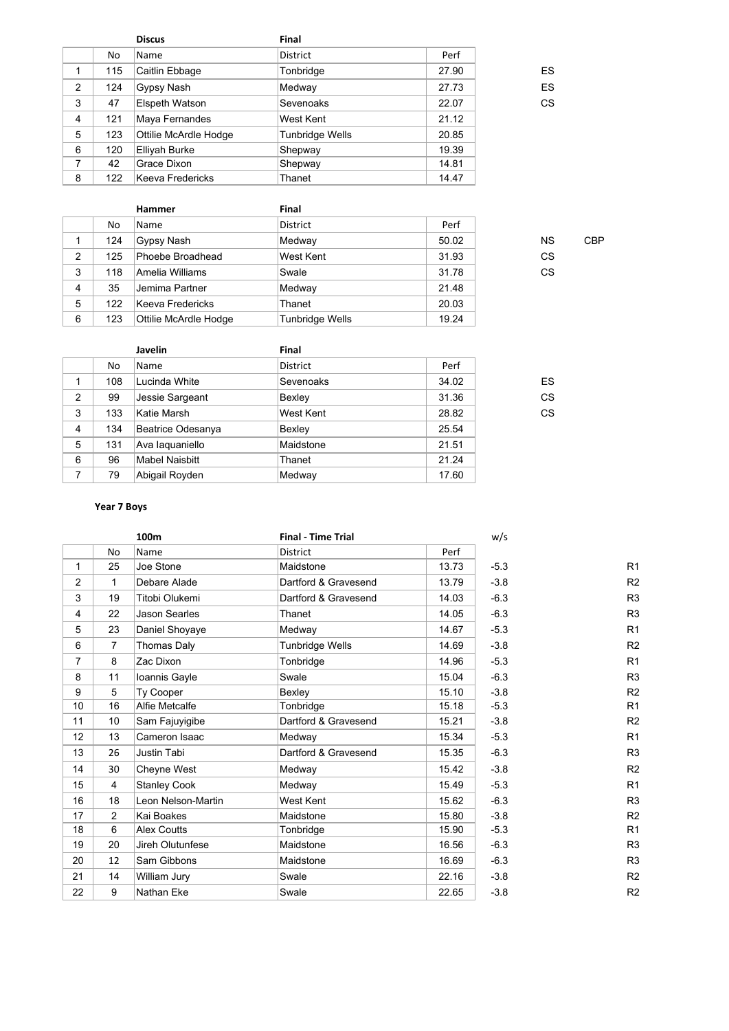| | **Discus** | | **Final** | | | |
|---|---|---|---|---|---|---|
| | No | Name | District | Perf | | |
| 1 | 115 | Caitlin Ebbage | Tonbridge | 27.90 | ES | |
| 2 | 124 | Gypsy Nash | Medway | 27.73 | ES | |
| 3 | 47 | Elspeth Watson | Sevenoaks | 22.07 | CS | |
| 4 | 121 | Maya Fernandes | West Kent | 21.12 | | |
| 5 | 123 | Ottilie McArdle Hodge | Tunbridge Wells | 20.85 | | |
| 6 | 120 | Elliyah Burke | Shepway | 19.39 | | |
| 7 | 42 | Grace Dixon | Shepway | 14.81 | | |
| 8 | 122 | Keeva Fredericks | Thanet | 14.47 | | |

| | **Hammer** | | **Final** | | | |
|---|---|---|---|---|---|---|
| | No | Name | District | Perf | | |
| 1 | 124 | Gypsy Nash | Medway | 50.02 | NS | CBP |
| 2 | 125 | Phoebe Broadhead | West Kent | 31.93 | CS | |
| 3 | 118 | Amelia Williams | Swale | 31.78 | CS | |
| 4 | 35 | Jemima Partner | Medway | 21.48 | | |
| 5 | 122 | Keeva Fredericks | Thanet | 20.03 | | |
| 6 | 123 | Ottilie McArdle Hodge | Tunbridge Wells | 19.24 | | |

| | **Javelin** | | **Final** | | |
|---|---|---|---|---|---|
| | No | Name | District | Perf | |
| 1 | 108 | Lucinda White | Sevenoaks | 34.02 | ES |
| 2 | 99 | Jessie Sargeant | Bexley | 31.36 | CS |
| 3 | 133 | Katie Marsh | West Kent | 28.82 | CS |
| 4 | 134 | Beatrice Odesanya | Bexley | 25.54 | |
| 5 | 131 | Ava Iaquaniello | Maidstone | 21.51 | |
| 6 | 96 | Mabel Naisbitt | Thanet | 21.24 | |
| 7 | 79 | Abigail Royden | Medway | 17.60 | |

**Year 7 Boys**

| | **100m** | | **Final - Time Trial** | | w/s | |
|---|---|---|---|---|---|---|
| | No | Name | District | Perf | | |
| 1 | 25 | Joe Stone | Maidstone | 13.73 | -5.3 | R1 |
| 2 | 1 | Debare Alade | Dartford & Gravesend | 13.79 | -3.8 | R2 |
| 3 | 19 | Titobi Olukemi | Dartford & Gravesend | 14.03 | -6.3 | R3 |
| 4 | 22 | Jason Searles | Thanet | 14.05 | -6.3 | R3 |
| 5 | 23 | Daniel Shoyaye | Medway | 14.67 | -5.3 | R1 |
| 6 | 7 | Thomas Daly | Tunbridge Wells | 14.69 | -3.8 | R2 |
| 7 | 8 | Zac Dixon | Tonbridge | 14.96 | -5.3 | R1 |
| 8 | 11 | Ioannis Gayle | Swale | 15.04 | -6.3 | R3 |
| 9 | 5 | Ty Cooper | Bexley | 15.10 | -3.8 | R2 |
| 10 | 16 | Alfie Metcalfe | Tonbridge | 15.18 | -5.3 | R1 |
| 11 | 10 | Sam Fajuyigibe | Dartford & Gravesend | 15.21 | -3.8 | R2 |
| 12 | 13 | Cameron Isaac | Medway | 15.34 | -5.3 | R1 |
| 13 | 26 | Justin Tabi | Dartford & Gravesend | 15.35 | -6.3 | R3 |
| 14 | 30 | Cheyne West | Medway | 15.42 | -3.8 | R2 |
| 15 | 4 | Stanley Cook | Medway | 15.49 | -5.3 | R1 |
| 16 | 18 | Leon Nelson-Martin | West Kent | 15.62 | -6.3 | R3 |
| 17 | 2 | Kai Boakes | Maidstone | 15.80 | -3.8 | R2 |
| 18 | 6 | Alex Coutts | Tonbridge | 15.90 | -5.3 | R1 |
| 19 | 20 | Jireh Olutunfese | Maidstone | 16.56 | -6.3 | R3 |
| 20 | 12 | Sam Gibbons | Maidstone | 16.69 | -6.3 | R3 |
| 21 | 14 | William Jury | Swale | 22.16 | -3.8 | R2 |
| 22 | 9 | Nathan Eke | Swale | 22.65 | -3.8 | R2 |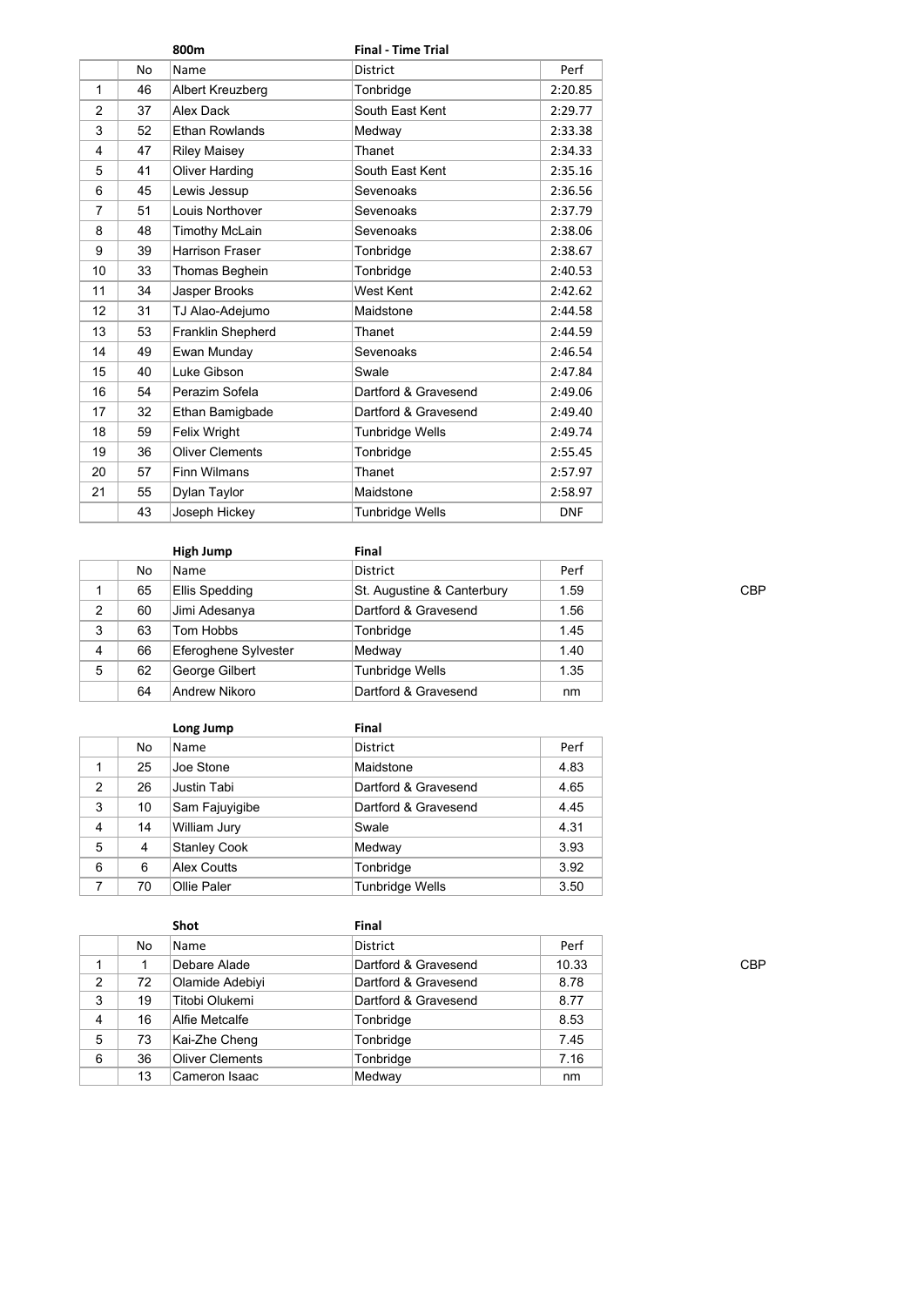| | No | 800m Name | Final - Time Trial District | Perf |
|---|---|---|---|---|
| 1 | 46 | Albert Kreuzberg | Tonbridge | 2:20.85 |
| 2 | 37 | Alex Dack | South East Kent | 2:29.77 |
| 3 | 52 | Ethan Rowlands | Medway | 2:33.38 |
| 4 | 47 | Riley Maisey | Thanet | 2:34.33 |
| 5 | 41 | Oliver Harding | South East Kent | 2:35.16 |
| 6 | 45 | Lewis Jessup | Sevenoaks | 2:36.56 |
| 7 | 51 | Louis Northover | Sevenoaks | 2:37.79 |
| 8 | 48 | Timothy McLain | Sevenoaks | 2:38.06 |
| 9 | 39 | Harrison Fraser | Tonbridge | 2:38.67 |
| 10 | 33 | Thomas Beghein | Tonbridge | 2:40.53 |
| 11 | 34 | Jasper Brooks | West Kent | 2:42.62 |
| 12 | 31 | TJ Alao-Adejumo | Maidstone | 2:44.58 |
| 13 | 53 | Franklin Shepherd | Thanet | 2:44.59 |
| 14 | 49 | Ewan Munday | Sevenoaks | 2:46.54 |
| 15 | 40 | Luke Gibson | Swale | 2:47.84 |
| 16 | 54 | Perazim Sofela | Dartford & Gravesend | 2:49.06 |
| 17 | 32 | Ethan Bamigbade | Dartford & Gravesend | 2:49.40 |
| 18 | 59 | Felix Wright | Tunbridge Wells | 2:49.74 |
| 19 | 36 | Oliver Clements | Tonbridge | 2:55.45 |
| 20 | 57 | Finn Wilmans | Thanet | 2:57.97 |
| 21 | 55 | Dylan Taylor | Maidstone | 2:58.97 |
| | 43 | Joseph Hickey | Tunbridge Wells | DNF |

| | No | High Jump Name | Final District | Perf | |
|---|---|---|---|---|---|
| 1 | 65 | Ellis Spedding | St. Augustine & Canterbury | 1.59 | CBP |
| 2 | 60 | Jimi Adesanya | Dartford & Gravesend | 1.56 | |
| 3 | 63 | Tom Hobbs | Tonbridge | 1.45 | |
| 4 | 66 | Eferoghene Sylvester | Medway | 1.40 | |
| 5 | 62 | George Gilbert | Tunbridge Wells | 1.35 | |
| | 64 | Andrew Nikoro | Dartford & Gravesend | nm | |

| | No | Long Jump Name | Final District | Perf |
|---|---|---|---|---|
| 1 | 25 | Joe Stone | Maidstone | 4.83 |
| 2 | 26 | Justin Tabi | Dartford & Gravesend | 4.65 |
| 3 | 10 | Sam Fajuyigibe | Dartford & Gravesend | 4.45 |
| 4 | 14 | William Jury | Swale | 4.31 |
| 5 | 4 | Stanley Cook | Medway | 3.93 |
| 6 | 6 | Alex Coutts | Tonbridge | 3.92 |
| 7 | 70 | Ollie Paler | Tunbridge Wells | 3.50 |

| | No | Shot Name | Final District | Perf | |
|---|---|---|---|---|---|
| 1 | 1 | Debare Alade | Dartford & Gravesend | 10.33 | CBP |
| 2 | 72 | Olamide Adebiyi | Dartford & Gravesend | 8.78 | |
| 3 | 19 | Titobi Olukemi | Dartford & Gravesend | 8.77 | |
| 4 | 16 | Alfie Metcalfe | Tonbridge | 8.53 | |
| 5 | 73 | Kai-Zhe Cheng | Tonbridge | 7.45 | |
| 6 | 36 | Oliver Clements | Tonbridge | 7.16 | |
| | 13 | Cameron Isaac | Medway | nm | |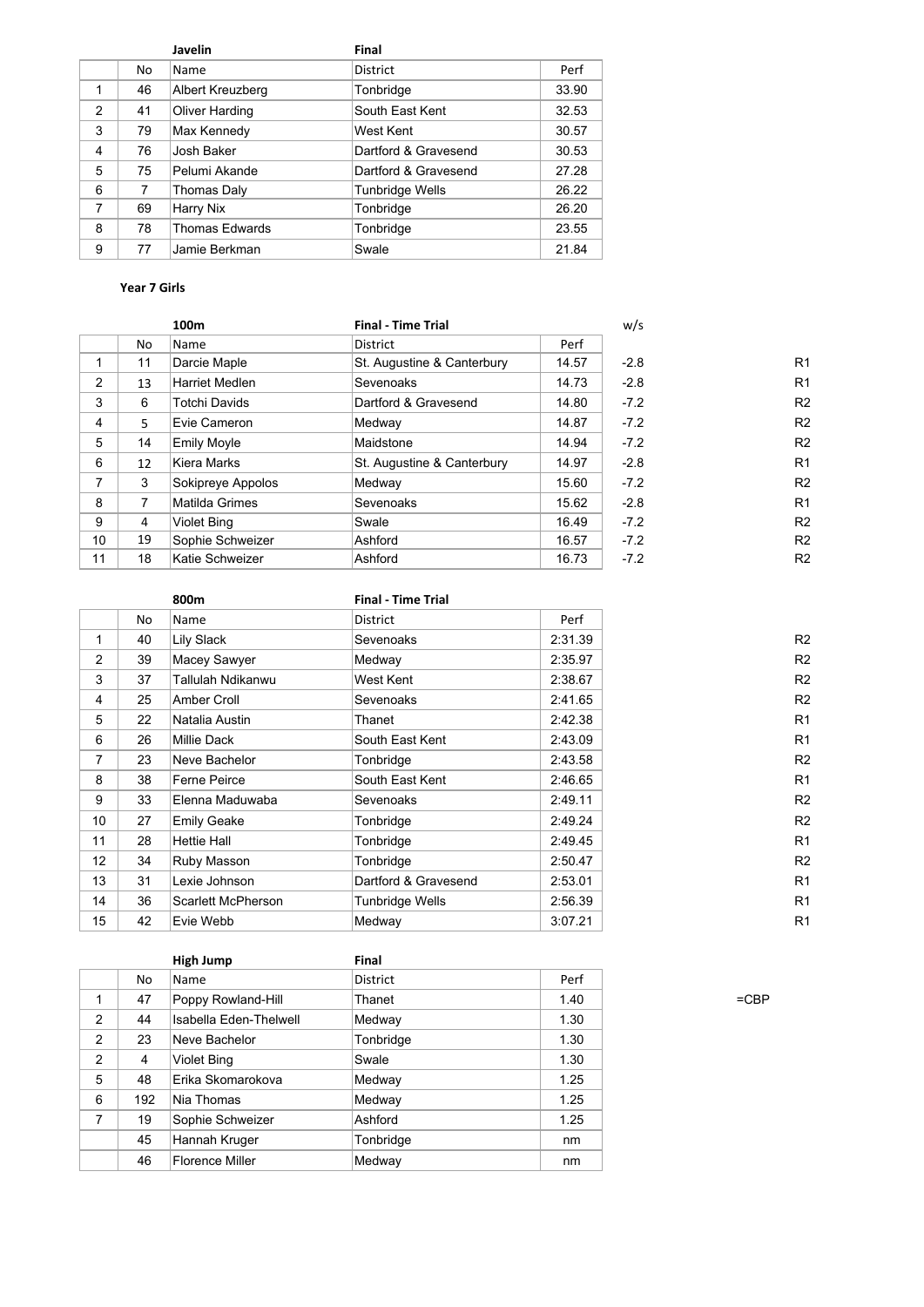| | No | Javelin<br>Name | Final<br>District | Perf |
|---|---|---|---|---|
| 1 | 46 | Albert Kreuzberg | Tonbridge | 33.90 |
| 2 | 41 | Oliver Harding | South East Kent | 32.53 |
| 3 | 79 | Max Kennedy | West Kent | 30.57 |
| 4 | 76 | Josh Baker | Dartford & Gravesend | 30.53 |
| 5 | 75 | Pelumi Akande | Dartford & Gravesend | 27.28 |
| 6 | 7 | Thomas Daly | Tunbridge Wells | 26.22 |
| 7 | 69 | Harry Nix | Tonbridge | 26.20 |
| 8 | 78 | Thomas Edwards | Tonbridge | 23.55 |
| 9 | 77 | Jamie Berkman | Swale | 21.84 |

**Year 7 Girls**

| | No | 100m<br>Name | Final - Time Trial<br>District | Perf | w/s | |
|---|---|---|---|---|---|---|
| 1 | 11 | Darcie Maple | St. Augustine & Canterbury | 14.57 | -2.8 | R1 |
| 2 | 13 | Harriet Medlen | Sevenoaks | 14.73 | -2.8 | R1 |
| 3 | 6 | Totchi Davids | Dartford & Gravesend | 14.80 | -7.2 | R2 |
| 4 | 5 | Evie Cameron | Medway | 14.87 | -7.2 | R2 |
| 5 | 14 | Emily Moyle | Maidstone | 14.94 | -7.2 | R2 |
| 6 | 12 | Kiera Marks | St. Augustine & Canterbury | 14.97 | -2.8 | R1 |
| 7 | 3 | Sokipreye Appolos | Medway | 15.60 | -7.2 | R2 |
| 8 | 7 | Matilda Grimes | Sevenoaks | 15.62 | -2.8 | R1 |
| 9 | 4 | Violet Bing | Swale | 16.49 | -7.2 | R2 |
| 10 | 19 | Sophie Schweizer | Ashford | 16.57 | -7.2 | R2 |
| 11 | 18 | Katie Schweizer | Ashford | 16.73 | -7.2 | R2 |

| | No | 800m<br>Name | Final - Time Trial<br>District | Perf | |
|---|---|---|---|---|---|
| 1 | 40 | Lily Slack | Sevenoaks | 2:31.39 | R2 |
| 2 | 39 | Macey Sawyer | Medway | 2:35.97 | R2 |
| 3 | 37 | Tallulah Ndikanwu | West Kent | 2:38.67 | R2 |
| 4 | 25 | Amber Croll | Sevenoaks | 2:41.65 | R2 |
| 5 | 22 | Natalia Austin | Thanet | 2:42.38 | R1 |
| 6 | 26 | Millie Dack | South East Kent | 2:43.09 | R1 |
| 7 | 23 | Neve Bachelor | Tonbridge | 2:43.58 | R2 |
| 8 | 38 | Ferne Peirce | South East Kent | 2:46.65 | R1 |
| 9 | 33 | Elenna Maduwaba | Sevenoaks | 2:49.11 | R2 |
| 10 | 27 | Emily Geake | Tonbridge | 2:49.24 | R2 |
| 11 | 28 | Hettie Hall | Tonbridge | 2:49.45 | R1 |
| 12 | 34 | Ruby Masson | Tonbridge | 2:50.47 | R2 |
| 13 | 31 | Lexie Johnson | Dartford & Gravesend | 2:53.01 | R1 |
| 14 | 36 | Scarlett McPherson | Tunbridge Wells | 2:56.39 | R1 |
| 15 | 42 | Evie Webb | Medway | 3:07.21 | R1 |

| | No | High Jump<br>Name | Final<br>District | Perf | |
|---|---|---|---|---|---|
| 1 | 47 | Poppy Rowland-Hill | Thanet | 1.40 | =CBP |
| 2 | 44 | Isabella Eden-Thelwell | Medway | 1.30 | |
| 2 | 23 | Neve Bachelor | Tonbridge | 1.30 | |
| 2 | 4 | Violet Bing | Swale | 1.30 | |
| 5 | 48 | Erika Skomarokova | Medway | 1.25 | |
| 6 | 192 | Nia Thomas | Medway | 1.25 | |
| 7 | 19 | Sophie Schweizer | Ashford | 1.25 | |
| | 45 | Hannah Kruger | Tonbridge | nm | |
| | 46 | Florence Miller | Medway | nm | |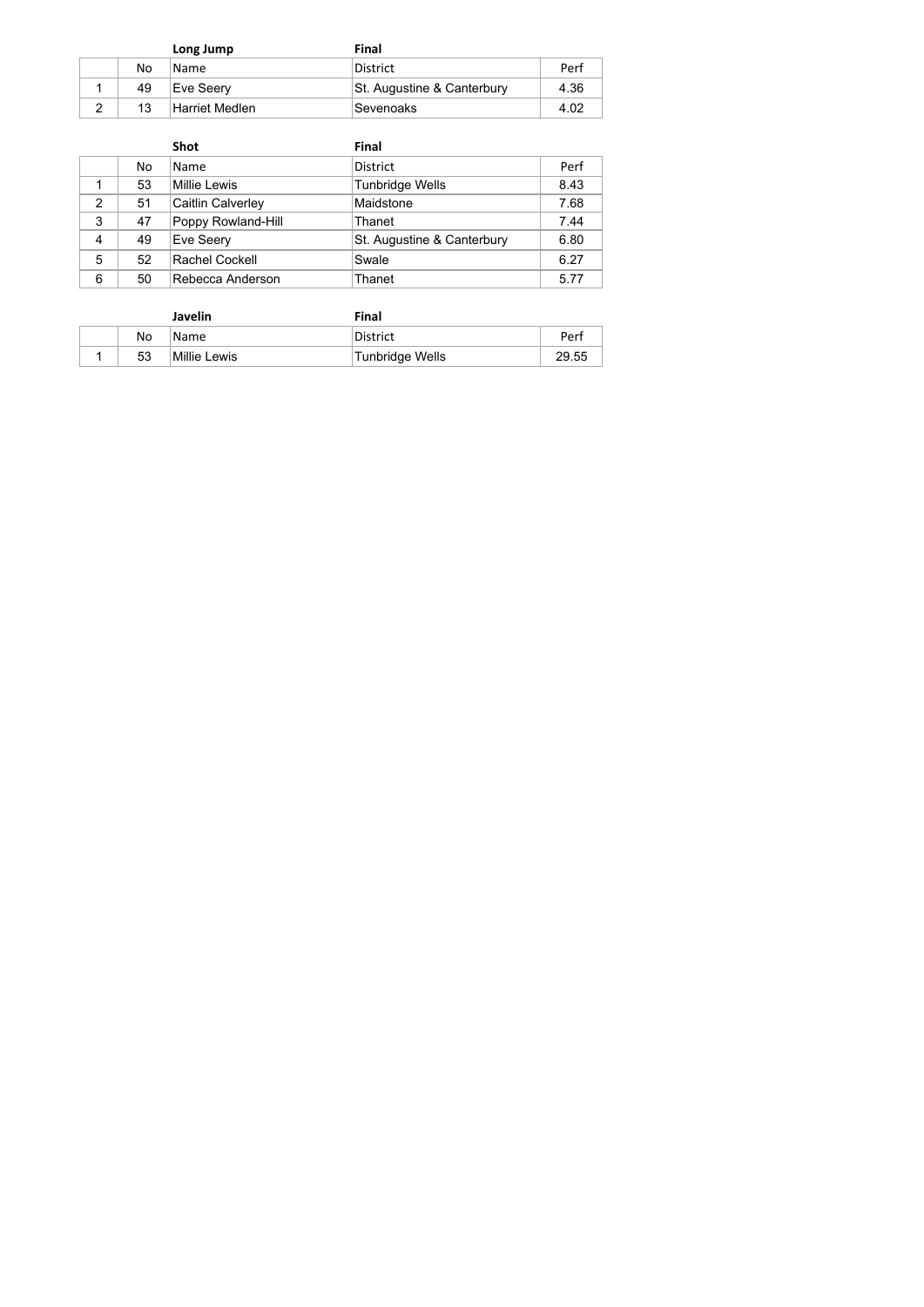**Long Jump** **Final**

| | No | Name | District | Perf |
|---|---|---|---|---|
| 1 | 49 | Eve Seery | St. Augustine & Canterbury | 4.36 |
| 2 | 13 | Harriet Medlen | Sevenoaks | 4.02 |

**Shot** **Final**

| | No | Name | District | Perf |
|---|---|---|---|---|
| 1 | 53 | Millie Lewis | Tunbridge Wells | 8.43 |
| 2 | 51 | Caitlin Calverley | Maidstone | 7.68 |
| 3 | 47 | Poppy Rowland-Hill | Thanet | 7.44 |
| 4 | 49 | Eve Seery | St. Augustine & Canterbury | 6.80 |
| 5 | 52 | Rachel Cockell | Swale | 6.27 |
| 6 | 50 | Rebecca Anderson | Thanet | 5.77 |

**Javelin** **Final**

| | No | Name | District | Perf |
|---|---|---|---|---|
| 1 | 53 | Millie Lewis | Tunbridge Wells | 29.55 |